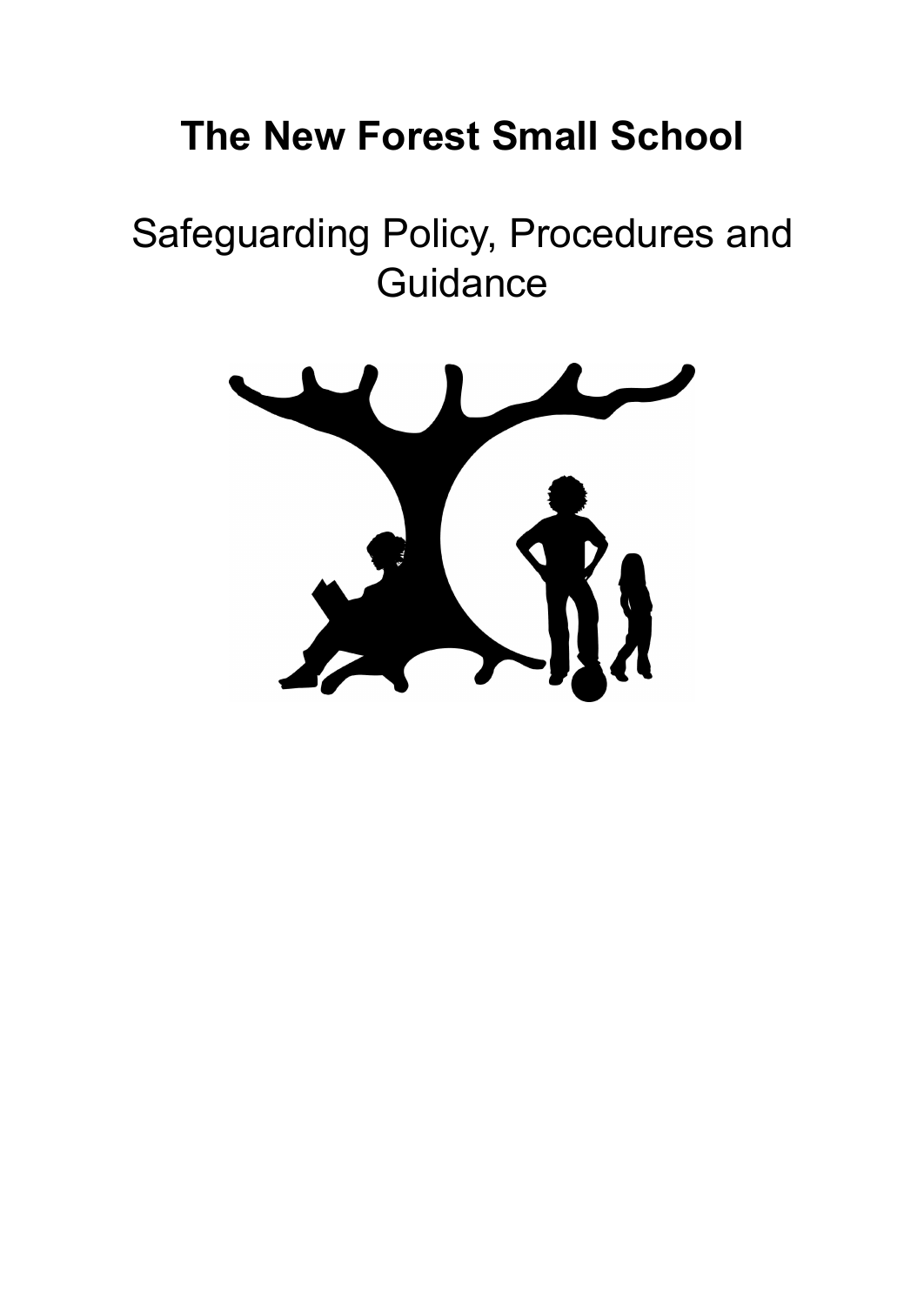# The New Forest Small School

## Safeguarding Policy, Procedures and Guidance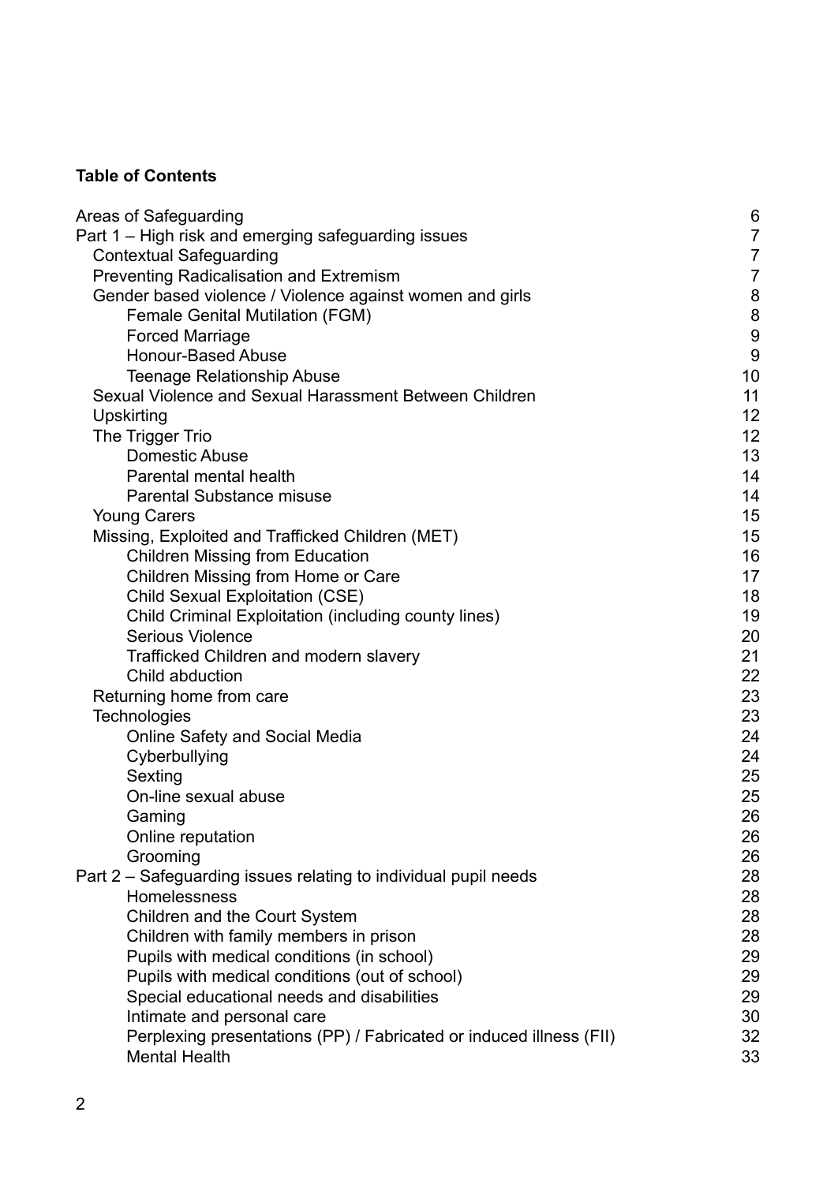**Table of Contents**

| | |
|---|---|
| Areas of Safeguarding | 6 |
| Part 1 – High risk and emerging safeguarding issues | 7 |
| Contextual Safeguarding | 7 |
| Preventing Radicalisation and Extremism | 7 |
| Gender based violence / Violence against women and girls | 8 |
| Female Genital Mutilation (FGM) | 8 |
| Forced Marriage | 9 |
| Honour-Based Abuse | 9 |
| Teenage Relationship Abuse | 10 |
| Sexual Violence and Sexual Harassment Between Children | 11 |
| Upskirting | 12 |
| The Trigger Trio | 12 |
| Domestic Abuse | 13 |
| Parental mental health | 14 |
| Parental Substance misuse | 14 |
| Young Carers | 15 |
| Missing, Exploited and Trafficked Children (MET) | 15 |
| Children Missing from Education | 16 |
| Children Missing from Home or Care | 17 |
| Child Sexual Exploitation (CSE) | 18 |
| Child Criminal Exploitation (including county lines) | 19 |
| Serious Violence | 20 |
| Trafficked Children and modern slavery | 21 |
| Child abduction | 22 |
| Returning home from care | 23 |
| Technologies | 23 |
| Online Safety and Social Media | 24 |
| Cyberbullying | 24 |
| Sexting | 25 |
| On-line sexual abuse | 25 |
| Gaming | 26 |
| Online reputation | 26 |
| Grooming | 26 |
| Part 2 – Safeguarding issues relating to individual pupil needs | 28 |
| Homelessness | 28 |
| Children and the Court System | 28 |
| Children with family members in prison | 28 |
| Pupils with medical conditions (in school) | 29 |
| Pupils with medical conditions (out of school) | 29 |
| Special educational needs and disabilities | 29 |
| Intimate and personal care | 30 |
| Perplexing presentations (PP) / Fabricated or induced illness (FII) | 32 |
| Mental Health | 33 |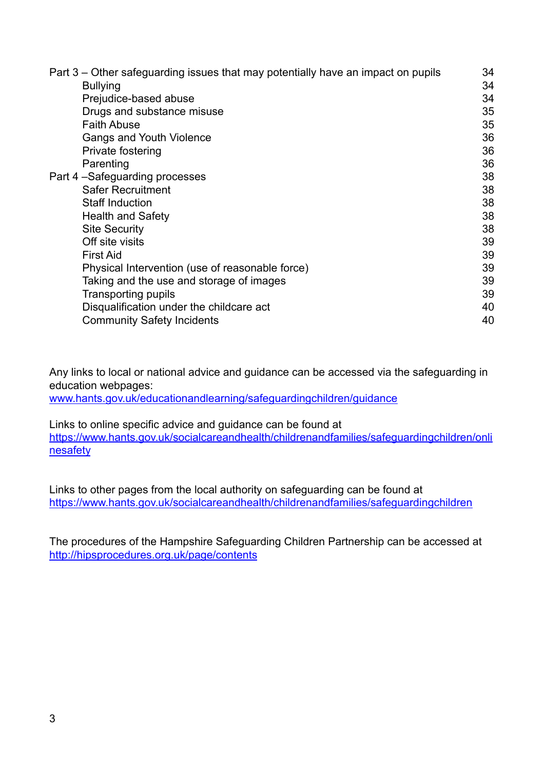| | |
|---|---|
| Part 3 – Other safeguarding issues that may potentially have an impact on pupils | 34 |
| Bullying | 34 |
| Prejudice-based abuse | 34 |
| Drugs and substance misuse | 35 |
| Faith Abuse | 35 |
| Gangs and Youth Violence | 36 |
| Private fostering | 36 |
| Parenting | 36 |
| Part 4 –Safeguarding processes | 38 |
| Safer Recruitment | 38 |
| Staff Induction | 38 |
| Health and Safety | 38 |
| Site Security | 38 |
| Off site visits | 39 |
| First Aid | 39 |
| Physical Intervention (use of reasonable force) | 39 |
| Taking and the use and storage of images | 39 |
| Transporting pupils | 39 |
| Disqualification under the childcare act | 40 |
| Community Safety Incidents | 40 |

Any links to local or national advice and guidance can be accessed via the safeguarding in education webpages:
www.hants.gov.uk/educationandlearning/safeguardingchildren/guidance

Links to online specific advice and guidance can be found at
https://www.hants.gov.uk/socialcareandhealth/childrenandfamilies/safeguardingchildren/onlinesafety

Links to other pages from the local authority on safeguarding can be found at
https://www.hants.gov.uk/socialcareandhealth/childrenandfamilies/safeguardingchildren

The procedures of the Hampshire Safeguarding Children Partnership can be accessed at
http://hipsprocedures.org.uk/page/contents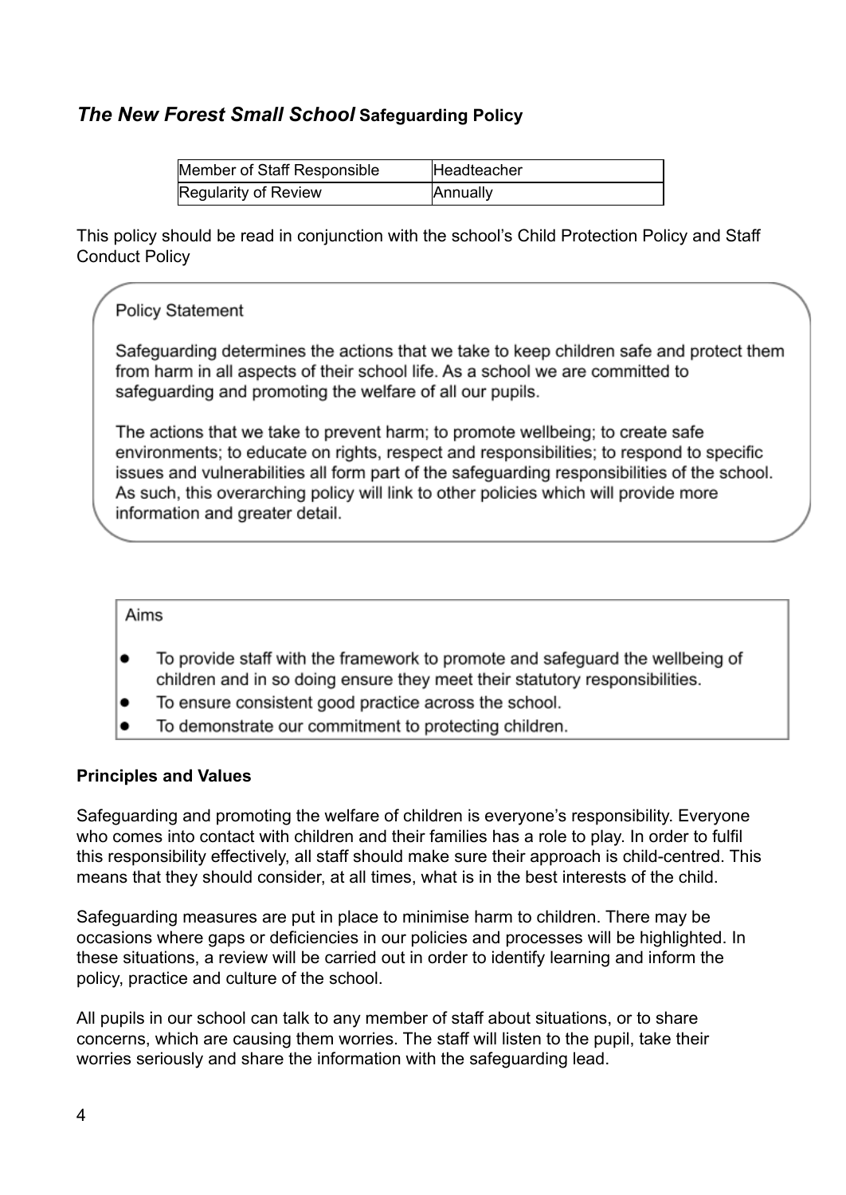## ***The New Forest Small School* Safeguarding Policy**

| Member of Staff Responsible | Headteacher |
| --- | --- |
| Regularity of Review | Annually |

This policy should be read in conjunction with the school's Child Protection Policy and Staff Conduct Policy

### Policy Statement

Safeguarding determines the actions that we take to keep children safe and protect them from harm in all aspects of their school life. As a school we are committed to safeguarding and promoting the welfare of all our pupils.

The actions that we take to prevent harm; to promote wellbeing; to create safe environments; to educate on rights, respect and responsibilities; to respond to specific issues and vulnerabilities all form part of the safeguarding responsibilities of the school. As such, this overarching policy will link to other policies which will provide more information and greater detail.

### Aims

- To provide staff with the framework to promote and safeguard the wellbeing of children and in so doing ensure they meet their statutory responsibilities.
- To ensure consistent good practice across the school.
- To demonstrate our commitment to protecting children.

**Principles and Values**

Safeguarding and promoting the welfare of children is everyone's responsibility. Everyone who comes into contact with children and their families has a role to play. In order to fulfil this responsibility effectively, all staff should make sure their approach is child-centred. This means that they should consider, at all times, what is in the best interests of the child.

Safeguarding measures are put in place to minimise harm to children. There may be occasions where gaps or deficiencies in our policies and processes will be highlighted. In these situations, a review will be carried out in order to identify learning and inform the policy, practice and culture of the school.

All pupils in our school can talk to any member of staff about situations, or to share concerns, which are causing them worries. The staff will listen to the pupil, take their worries seriously and share the information with the safeguarding lead.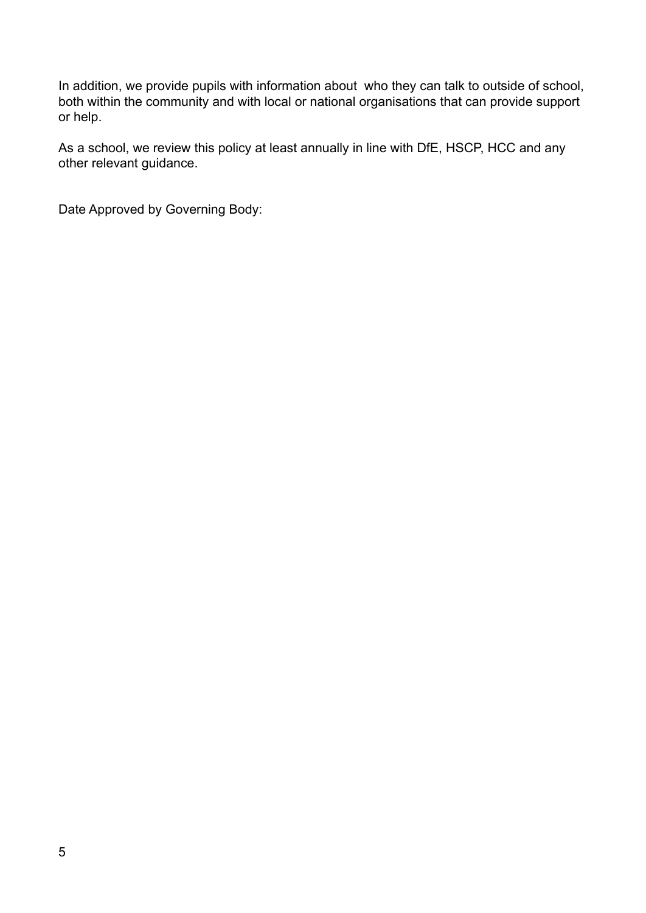In addition, we provide pupils with information about who they can talk to outside of school, both within the community and with local or national organisations that can provide support or help.

As a school, we review this policy at least annually in line with DfE, HSCP, HCC and any other relevant guidance.

Date Approved by Governing Body: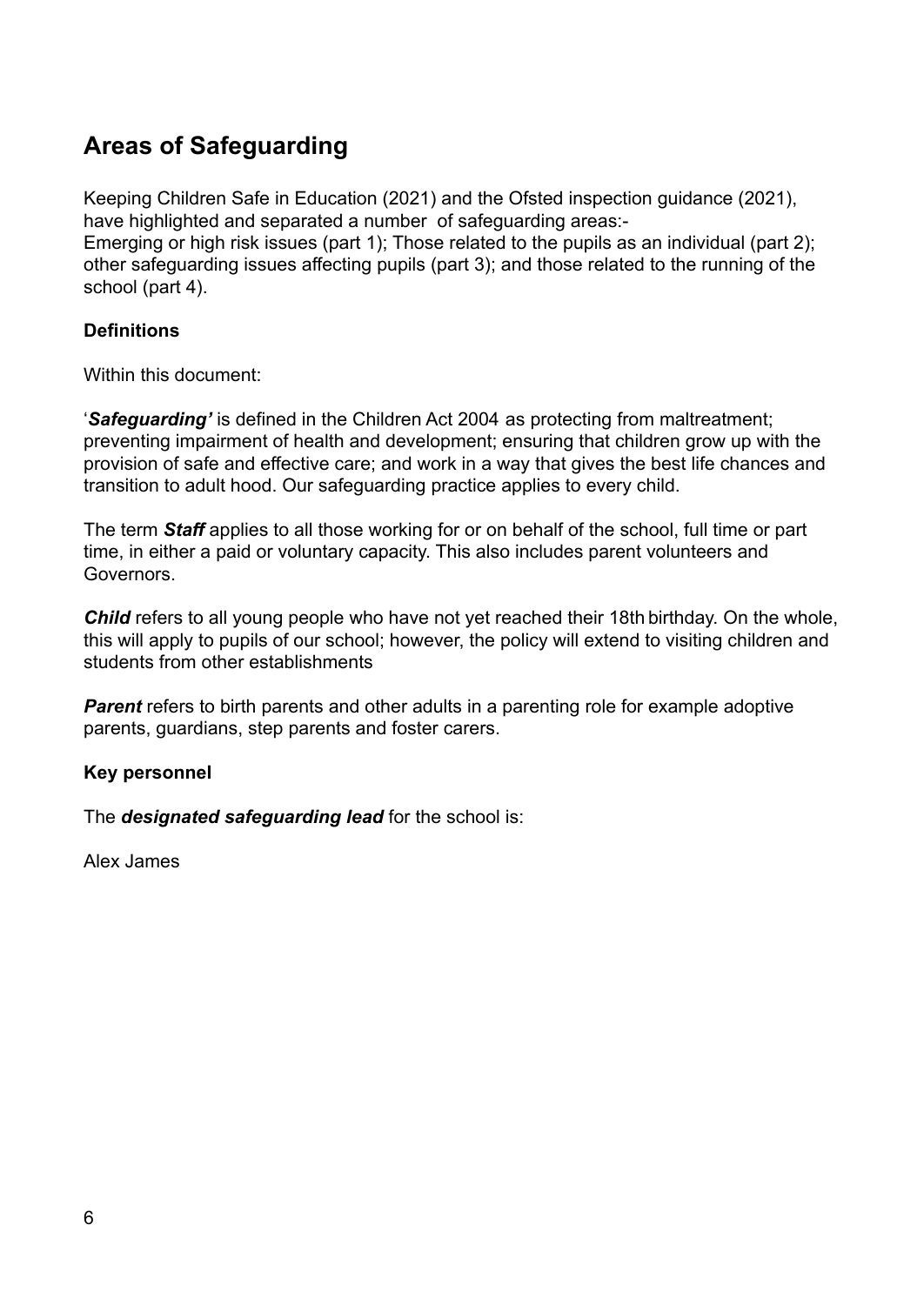## Areas of Safeguarding

Keeping Children Safe in Education (2021) and the Ofsted inspection guidance (2021), have highlighted and separated a number of safeguarding areas:-
Emerging or high risk issues (part 1); Those related to the pupils as an individual (part 2); other safeguarding issues affecting pupils (part 3); and those related to the running of the school (part 4).

**Definitions**

Within this document:

'***Safeguarding'*** is defined in the Children Act 2004 as protecting from maltreatment; preventing impairment of health and development; ensuring that children grow up with the provision of safe and effective care; and work in a way that gives the best life chances and transition to adult hood. Our safeguarding practice applies to every child.

The term ***Staff*** applies to all those working for or on behalf of the school, full time or part time, in either a paid or voluntary capacity. This also includes parent volunteers and Governors.

***Child*** refers to all young people who have not yet reached their 18th birthday. On the whole, this will apply to pupils of our school; however, the policy will extend to visiting children and students from other establishments

***Parent*** refers to birth parents and other adults in a parenting role for example adoptive parents, guardians, step parents and foster carers.

**Key personnel**

The ***designated safeguarding lead*** for the school is:

Alex James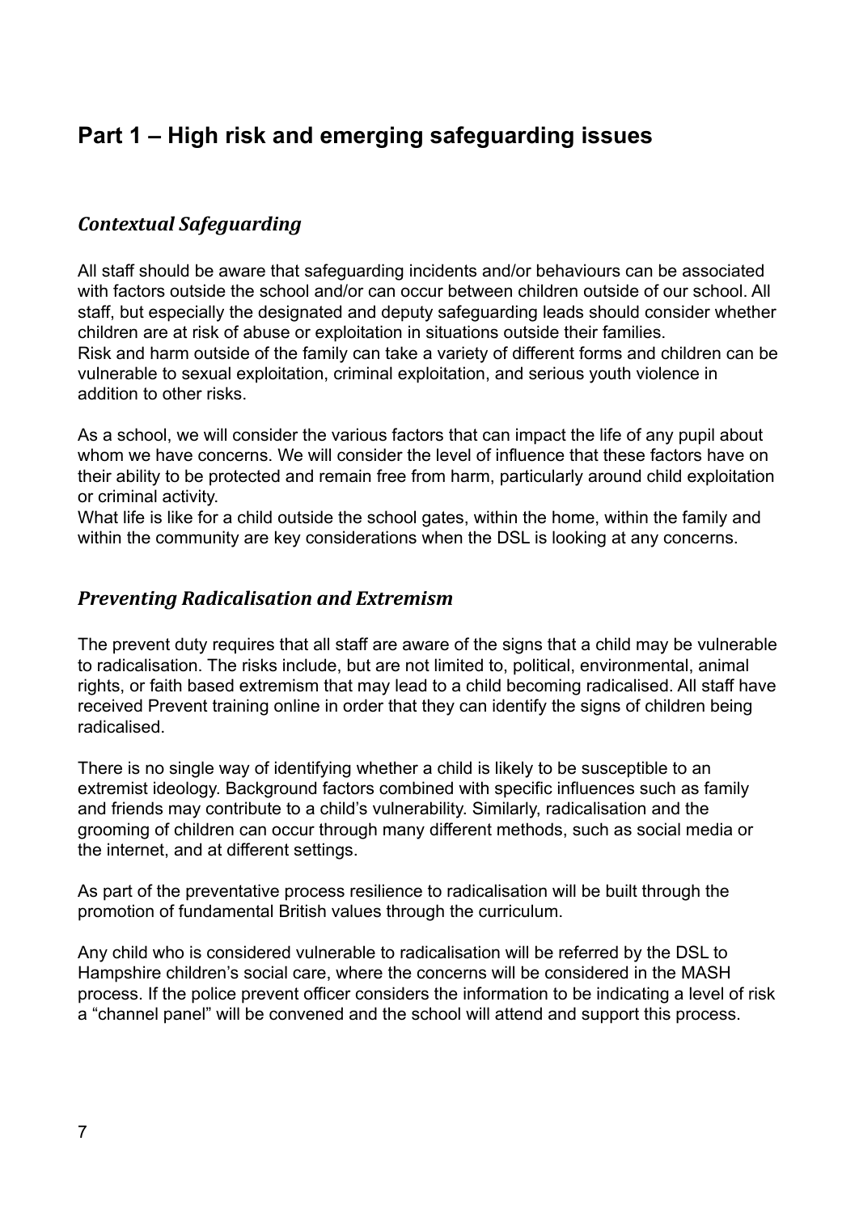# Part 1 – High risk and emerging safeguarding issues

## *Contextual Safeguarding*

All staff should be aware that safeguarding incidents and/or behaviours can be associated with factors outside the school and/or can occur between children outside of our school. All staff, but especially the designated and deputy safeguarding leads should consider whether children are at risk of abuse or exploitation in situations outside their families.
Risk and harm outside of the family can take a variety of different forms and children can be vulnerable to sexual exploitation, criminal exploitation, and serious youth violence in addition to other risks.

As a school, we will consider the various factors that can impact the life of any pupil about whom we have concerns. We will consider the level of influence that these factors have on their ability to be protected and remain free from harm, particularly around child exploitation or criminal activity.
What life is like for a child outside the school gates, within the home, within the family and within the community are key considerations when the DSL is looking at any concerns.

## *Preventing Radicalisation and Extremism*

The prevent duty requires that all staff are aware of the signs that a child may be vulnerable to radicalisation. The risks include, but are not limited to, political, environmental, animal rights, or faith based extremism that may lead to a child becoming radicalised. All staff have received Prevent training online in order that they can identify the signs of children being radicalised.

There is no single way of identifying whether a child is likely to be susceptible to an extremist ideology. Background factors combined with specific influences such as family and friends may contribute to a child's vulnerability. Similarly, radicalisation and the grooming of children can occur through many different methods, such as social media or the internet, and at different settings.

As part of the preventative process resilience to radicalisation will be built through the promotion of fundamental British values through the curriculum.

Any child who is considered vulnerable to radicalisation will be referred by the DSL to Hampshire children's social care, where the concerns will be considered in the MASH process. If the police prevent officer considers the information to be indicating a level of risk a "channel panel" will be convened and the school will attend and support this process.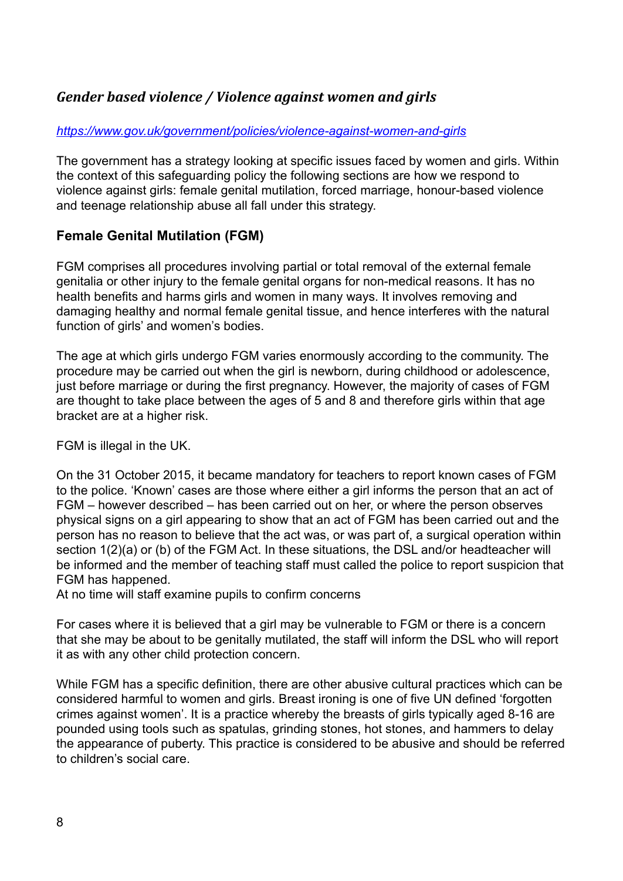## *Gender based violence / Violence against women and girls*

*https://www.gov.uk/government/policies/violence-against-women-and-girls*

The government has a strategy looking at specific issues faced by women and girls. Within the context of this safeguarding policy the following sections are how we respond to violence against girls: female genital mutilation, forced marriage, honour-based violence and teenage relationship abuse all fall under this strategy.

### Female Genital Mutilation (FGM)

FGM comprises all procedures involving partial or total removal of the external female genitalia or other injury to the female genital organs for non-medical reasons. It has no health benefits and harms girls and women in many ways. It involves removing and damaging healthy and normal female genital tissue, and hence interferes with the natural function of girls' and women's bodies.

The age at which girls undergo FGM varies enormously according to the community. The procedure may be carried out when the girl is newborn, during childhood or adolescence, just before marriage or during the first pregnancy. However, the majority of cases of FGM are thought to take place between the ages of 5 and 8 and therefore girls within that age bracket are at a higher risk.

FGM is illegal in the UK.

On the 31 October 2015, it became mandatory for teachers to report known cases of FGM to the police. 'Known' cases are those where either a girl informs the person that an act of FGM – however described – has been carried out on her, or where the person observes physical signs on a girl appearing to show that an act of FGM has been carried out and the person has no reason to believe that the act was, or was part of, a surgical operation within section 1(2)(a) or (b) of the FGM Act. In these situations, the DSL and/or headteacher will be informed and the member of teaching staff must called the police to report suspicion that FGM has happened.
At no time will staff examine pupils to confirm concerns

For cases where it is believed that a girl may be vulnerable to FGM or there is a concern that she may be about to be genitally mutilated, the staff will inform the DSL who will report it as with any other child protection concern.

While FGM has a specific definition, there are other abusive cultural practices which can be considered harmful to women and girls. Breast ironing is one of five UN defined 'forgotten crimes against women'. It is a practice whereby the breasts of girls typically aged 8-16 are pounded using tools such as spatulas, grinding stones, hot stones, and hammers to delay the appearance of puberty. This practice is considered to be abusive and should be referred to children's social care.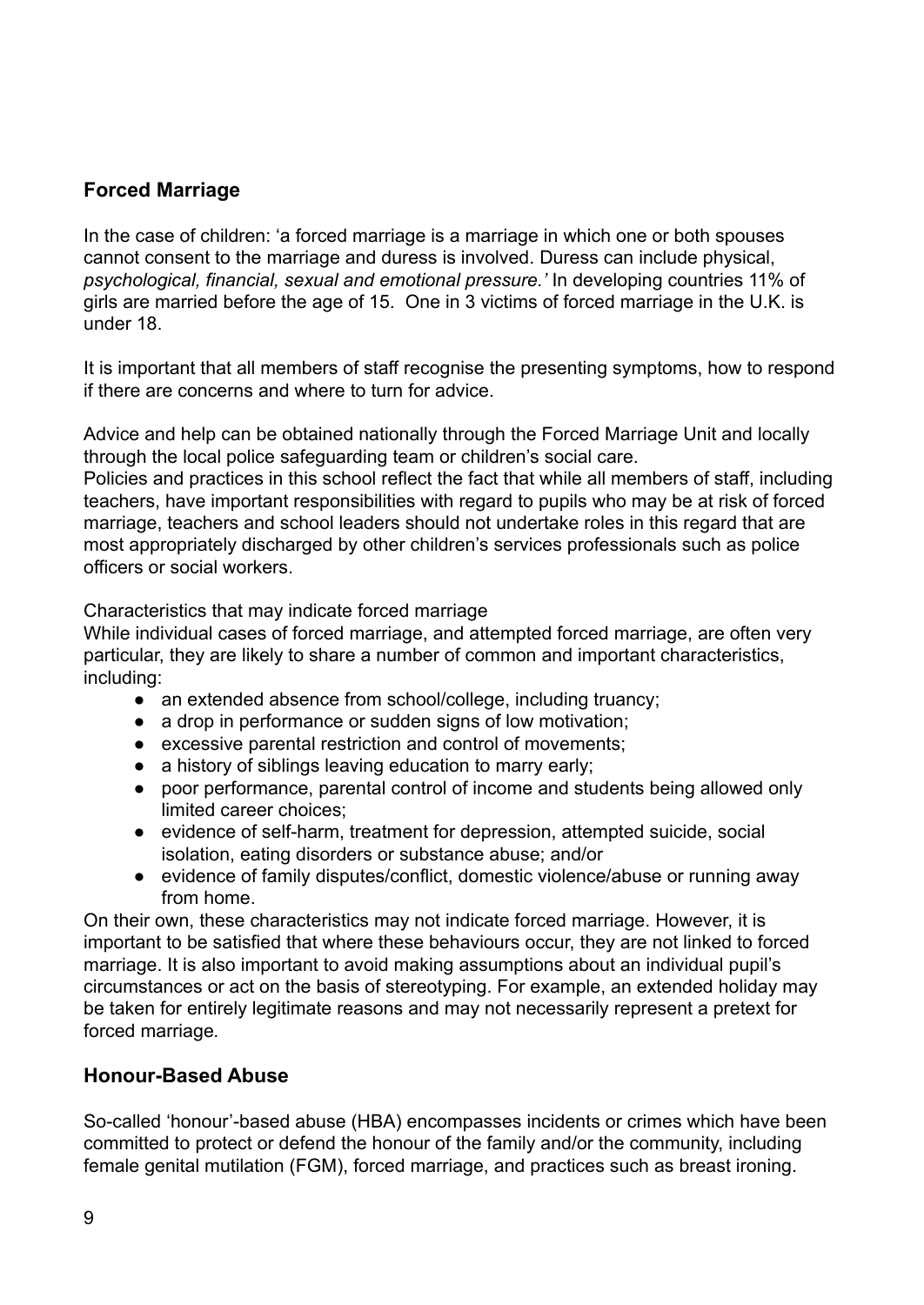## Forced Marriage

In the case of children: 'a forced marriage is a marriage in which one or both spouses cannot consent to the marriage and duress is involved. Duress can include physical, *psychological, financial, sexual and emotional pressure.'* In developing countries 11% of girls are married before the age of 15. One in 3 victims of forced marriage in the U.K. is under 18.

It is important that all members of staff recognise the presenting symptoms, how to respond if there are concerns and where to turn for advice.

Advice and help can be obtained nationally through the Forced Marriage Unit and locally through the local police safeguarding team or children's social care.
Policies and practices in this school reflect the fact that while all members of staff, including teachers, have important responsibilities with regard to pupils who may be at risk of forced marriage, teachers and school leaders should not undertake roles in this regard that are most appropriately discharged by other children's services professionals such as police officers or social workers.

Characteristics that may indicate forced marriage
While individual cases of forced marriage, and attempted forced marriage, are often very particular, they are likely to share a number of common and important characteristics, including:

- an extended absence from school/college, including truancy;
- a drop in performance or sudden signs of low motivation;
- excessive parental restriction and control of movements;
- a history of siblings leaving education to marry early;
- poor performance, parental control of income and students being allowed only limited career choices;
- evidence of self-harm, treatment for depression, attempted suicide, social isolation, eating disorders or substance abuse; and/or
- evidence of family disputes/conflict, domestic violence/abuse or running away from home.

On their own, these characteristics may not indicate forced marriage. However, it is important to be satisfied that where these behaviours occur, they are not linked to forced marriage. It is also important to avoid making assumptions about an individual pupil's circumstances or act on the basis of stereotyping. For example, an extended holiday may be taken for entirely legitimate reasons and may not necessarily represent a pretext for forced marriage.

## Honour-Based Abuse

So-called 'honour'-based abuse (HBA) encompasses incidents or crimes which have been committed to protect or defend the honour of the family and/or the community, including female genital mutilation (FGM), forced marriage, and practices such as breast ironing.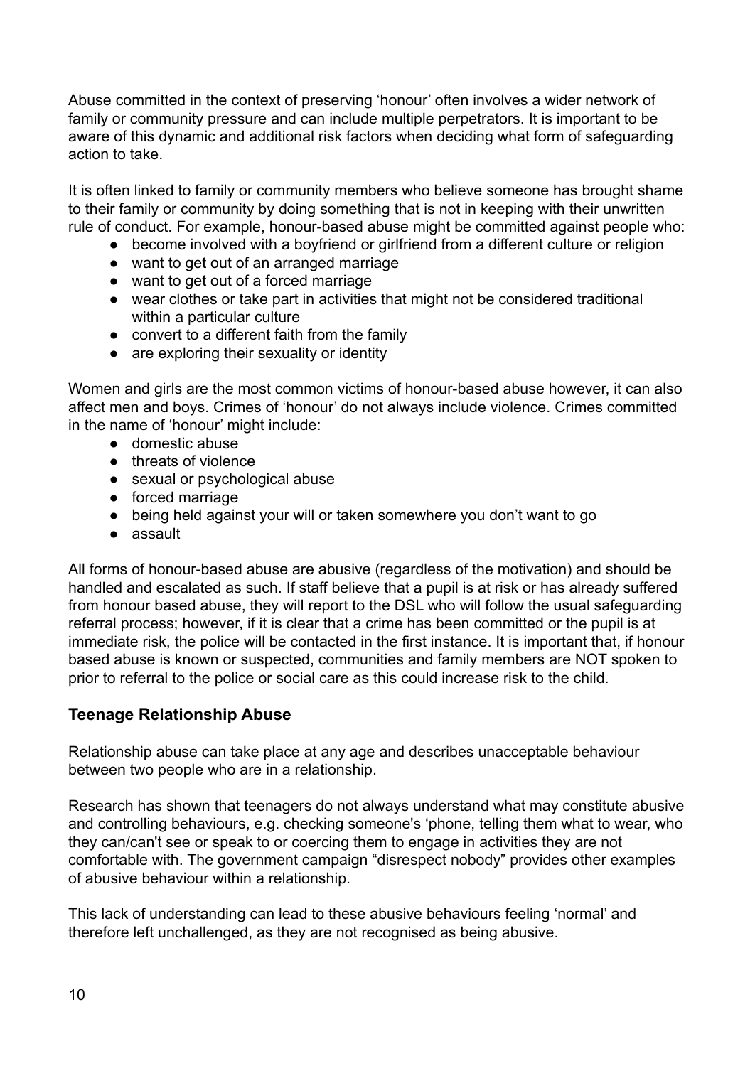Abuse committed in the context of preserving 'honour' often involves a wider network of family or community pressure and can include multiple perpetrators. It is important to be aware of this dynamic and additional risk factors when deciding what form of safeguarding action to take.

It is often linked to family or community members who believe someone has brought shame to their family or community by doing something that is not in keeping with their unwritten rule of conduct. For example, honour-based abuse might be committed against people who:

- become involved with a boyfriend or girlfriend from a different culture or religion
- want to get out of an arranged marriage
- want to get out of a forced marriage
- wear clothes or take part in activities that might not be considered traditional within a particular culture
- convert to a different faith from the family
- are exploring their sexuality or identity

Women and girls are the most common victims of honour-based abuse however, it can also affect men and boys. Crimes of 'honour' do not always include violence. Crimes committed in the name of 'honour' might include:

- domestic abuse
- threats of violence
- sexual or psychological abuse
- forced marriage
- being held against your will or taken somewhere you don't want to go
- assault

All forms of honour-based abuse are abusive (regardless of the motivation) and should be handled and escalated as such. If staff believe that a pupil is at risk or has already suffered from honour based abuse, they will report to the DSL who will follow the usual safeguarding referral process; however, if it is clear that a crime has been committed or the pupil is at immediate risk, the police will be contacted in the first instance. It is important that, if honour based abuse is known or suspected, communities and family members are NOT spoken to prior to referral to the police or social care as this could increase risk to the child.

## Teenage Relationship Abuse

Relationship abuse can take place at any age and describes unacceptable behaviour between two people who are in a relationship.

Research has shown that teenagers do not always understand what may constitute abusive and controlling behaviours, e.g. checking someone's 'phone, telling them what to wear, who they can/can't see or speak to or coercing them to engage in activities they are not comfortable with. The government campaign "disrespect nobody" provides other examples of abusive behaviour within a relationship.

This lack of understanding can lead to these abusive behaviours feeling 'normal' and therefore left unchallenged, as they are not recognised as being abusive.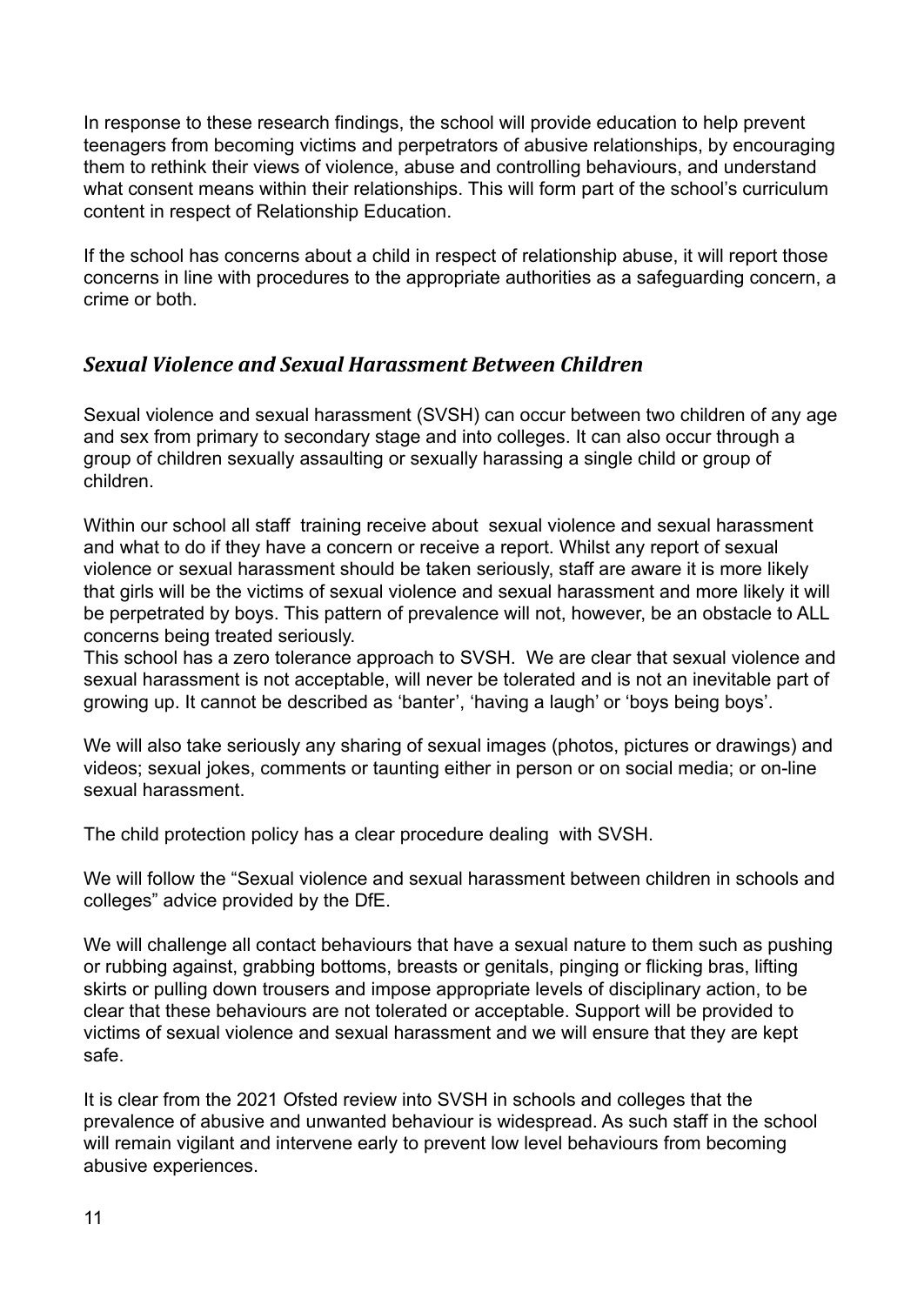In response to these research findings, the school will provide education to help prevent teenagers from becoming victims and perpetrators of abusive relationships, by encouraging them to rethink their views of violence, abuse and controlling behaviours, and understand what consent means within their relationships. This will form part of the school's curriculum content in respect of Relationship Education.

If the school has concerns about a child in respect of relationship abuse, it will report those concerns in line with procedures to the appropriate authorities as a safeguarding concern, a crime or both.

### *Sexual Violence and Sexual Harassment Between Children*

Sexual violence and sexual harassment (SVSH) can occur between two children of any age and sex from primary to secondary stage and into colleges. It can also occur through a group of children sexually assaulting or sexually harassing a single child or group of children.

Within our school all staff training receive about sexual violence and sexual harassment and what to do if they have a concern or receive a report. Whilst any report of sexual violence or sexual harassment should be taken seriously, staff are aware it is more likely that girls will be the victims of sexual violence and sexual harassment and more likely it will be perpetrated by boys. This pattern of prevalence will not, however, be an obstacle to ALL concerns being treated seriously.
This school has a zero tolerance approach to SVSH. We are clear that sexual violence and sexual harassment is not acceptable, will never be tolerated and is not an inevitable part of growing up. It cannot be described as 'banter', 'having a laugh' or 'boys being boys'.

We will also take seriously any sharing of sexual images (photos, pictures or drawings) and videos; sexual jokes, comments or taunting either in person or on social media; or on-line sexual harassment.

The child protection policy has a clear procedure dealing with SVSH.

We will follow the "Sexual violence and sexual harassment between children in schools and colleges" advice provided by the DfE.

We will challenge all contact behaviours that have a sexual nature to them such as pushing or rubbing against, grabbing bottoms, breasts or genitals, pinging or flicking bras, lifting skirts or pulling down trousers and impose appropriate levels of disciplinary action, to be clear that these behaviours are not tolerated or acceptable. Support will be provided to victims of sexual violence and sexual harassment and we will ensure that they are kept safe.

It is clear from the 2021 Ofsted review into SVSH in schools and colleges that the prevalence of abusive and unwanted behaviour is widespread. As such staff in the school will remain vigilant and intervene early to prevent low level behaviours from becoming abusive experiences.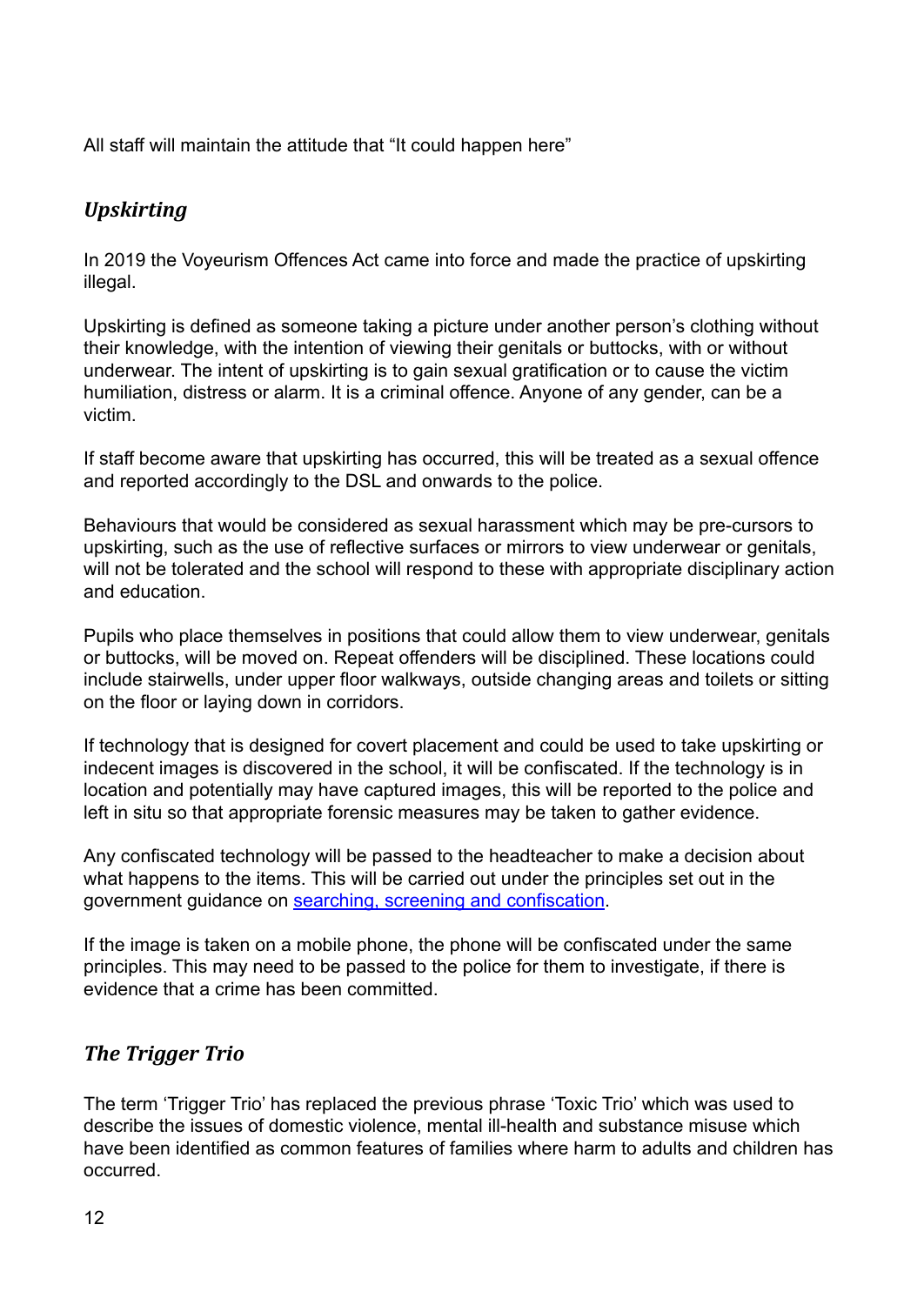All staff will maintain the attitude that "It could happen here"

## *Upskirting*

In 2019 the Voyeurism Offences Act came into force and made the practice of upskirting illegal.

Upskirting is defined as someone taking a picture under another person's clothing without their knowledge, with the intention of viewing their genitals or buttocks, with or without underwear. The intent of upskirting is to gain sexual gratification or to cause the victim humiliation, distress or alarm. It is a criminal offence. Anyone of any gender, can be a victim.

If staff become aware that upskirting has occurred, this will be treated as a sexual offence and reported accordingly to the DSL and onwards to the police.

Behaviours that would be considered as sexual harassment which may be pre-cursors to upskirting, such as the use of reflective surfaces or mirrors to view underwear or genitals, will not be tolerated and the school will respond to these with appropriate disciplinary action and education.

Pupils who place themselves in positions that could allow them to view underwear, genitals or buttocks, will be moved on. Repeat offenders will be disciplined. These locations could include stairwells, under upper floor walkways, outside changing areas and toilets or sitting on the floor or laying down in corridors.

If technology that is designed for covert placement and could be used to take upskirting or indecent images is discovered in the school, it will be confiscated. If the technology is in location and potentially may have captured images, this will be reported to the police and left in situ so that appropriate forensic measures may be taken to gather evidence.

Any confiscated technology will be passed to the headteacher to make a decision about what happens to the items. This will be carried out under the principles set out in the government guidance on [searching, screening and confiscation](searching, screening and confiscation).

If the image is taken on a mobile phone, the phone will be confiscated under the same principles. This may need to be passed to the police for them to investigate, if there is evidence that a crime has been committed.

## *The Trigger Trio*

The term 'Trigger Trio' has replaced the previous phrase 'Toxic Trio' which was used to describe the issues of domestic violence, mental ill-health and substance misuse which have been identified as common features of families where harm to adults and children has occurred.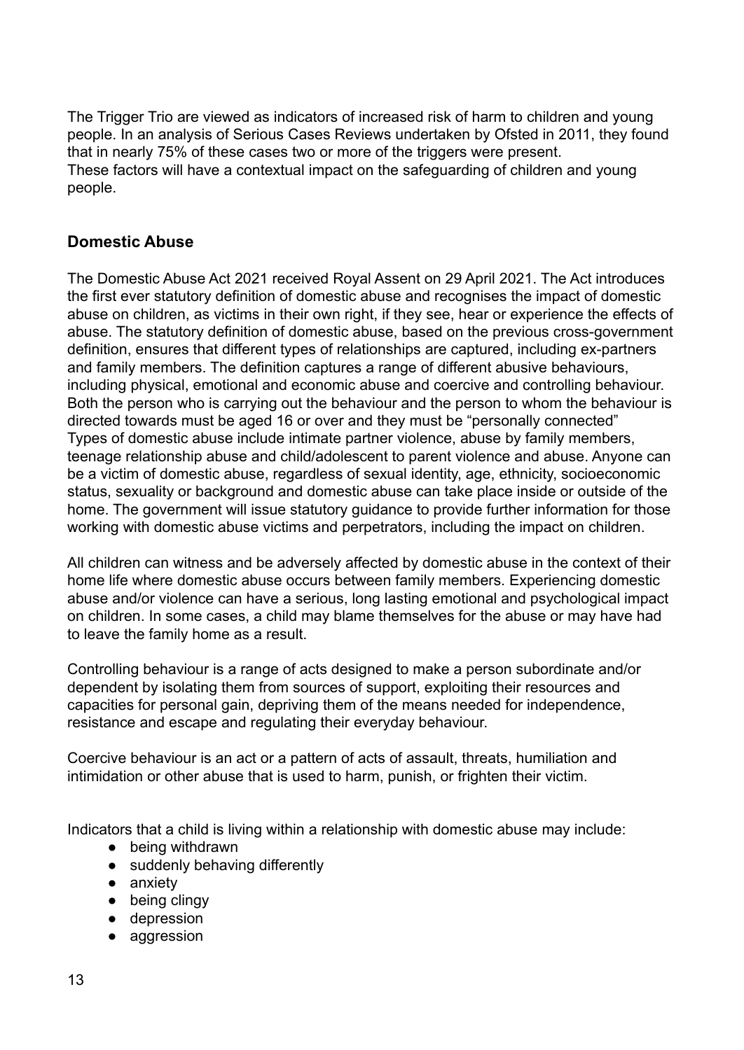The Trigger Trio are viewed as indicators of increased risk of harm to children and young people. In an analysis of Serious Cases Reviews undertaken by Ofsted in 2011, they found that in nearly 75% of these cases two or more of the triggers were present.
These factors will have a contextual impact on the safeguarding of children and young people.

## Domestic Abuse

The Domestic Abuse Act 2021 received Royal Assent on 29 April 2021. The Act introduces the first ever statutory definition of domestic abuse and recognises the impact of domestic abuse on children, as victims in their own right, if they see, hear or experience the effects of abuse. The statutory definition of domestic abuse, based on the previous cross-government definition, ensures that different types of relationships are captured, including ex-partners and family members. The definition captures a range of different abusive behaviours, including physical, emotional and economic abuse and coercive and controlling behaviour. Both the person who is carrying out the behaviour and the person to whom the behaviour is directed towards must be aged 16 or over and they must be "personally connected"
Types of domestic abuse include intimate partner violence, abuse by family members, teenage relationship abuse and child/adolescent to parent violence and abuse. Anyone can be a victim of domestic abuse, regardless of sexual identity, age, ethnicity, socioeconomic status, sexuality or background and domestic abuse can take place inside or outside of the home. The government will issue statutory guidance to provide further information for those working with domestic abuse victims and perpetrators, including the impact on children.

All children can witness and be adversely affected by domestic abuse in the context of their home life where domestic abuse occurs between family members. Experiencing domestic abuse and/or violence can have a serious, long lasting emotional and psychological impact on children. In some cases, a child may blame themselves for the abuse or may have had to leave the family home as a result.

Controlling behaviour is a range of acts designed to make a person subordinate and/or dependent by isolating them from sources of support, exploiting their resources and capacities for personal gain, depriving them of the means needed for independence, resistance and escape and regulating their everyday behaviour.

Coercive behaviour is an act or a pattern of acts of assault, threats, humiliation and intimidation or other abuse that is used to harm, punish, or frighten their victim.

Indicators that a child is living within a relationship with domestic abuse may include:

- being withdrawn
- suddenly behaving differently
- anxiety
- being clingy
- depression
- aggression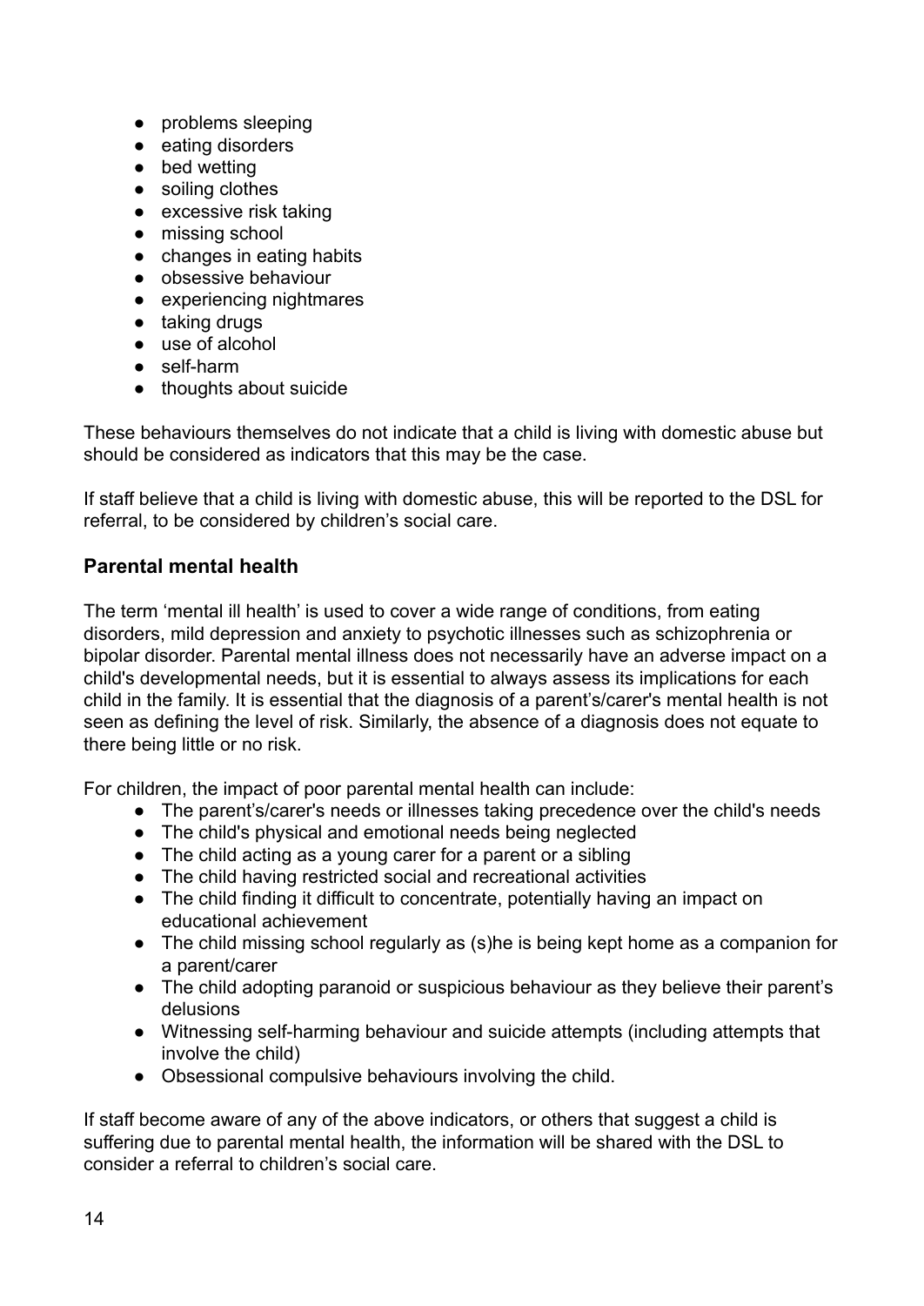- problems sleeping
- eating disorders
- bed wetting
- soiling clothes
- excessive risk taking
- missing school
- changes in eating habits
- obsessive behaviour
- experiencing nightmares
- taking drugs
- use of alcohol
- self-harm
- thoughts about suicide

These behaviours themselves do not indicate that a child is living with domestic abuse but should be considered as indicators that this may be the case.

If staff believe that a child is living with domestic abuse, this will be reported to the DSL for referral, to be considered by children's social care.

### Parental mental health

The term 'mental ill health' is used to cover a wide range of conditions, from eating disorders, mild depression and anxiety to psychotic illnesses such as schizophrenia or bipolar disorder. Parental mental illness does not necessarily have an adverse impact on a child's developmental needs, but it is essential to always assess its implications for each child in the family. It is essential that the diagnosis of a parent's/carer's mental health is not seen as defining the level of risk. Similarly, the absence of a diagnosis does not equate to there being little or no risk.

For children, the impact of poor parental mental health can include:

- The parent's/carer's needs or illnesses taking precedence over the child's needs
- The child's physical and emotional needs being neglected
- The child acting as a young carer for a parent or a sibling
- The child having restricted social and recreational activities
- The child finding it difficult to concentrate, potentially having an impact on educational achievement
- The child missing school regularly as (s)he is being kept home as a companion for a parent/carer
- The child adopting paranoid or suspicious behaviour as they believe their parent's delusions
- Witnessing self-harming behaviour and suicide attempts (including attempts that involve the child)
- Obsessional compulsive behaviours involving the child.

If staff become aware of any of the above indicators, or others that suggest a child is suffering due to parental mental health, the information will be shared with the DSL to consider a referral to children's social care.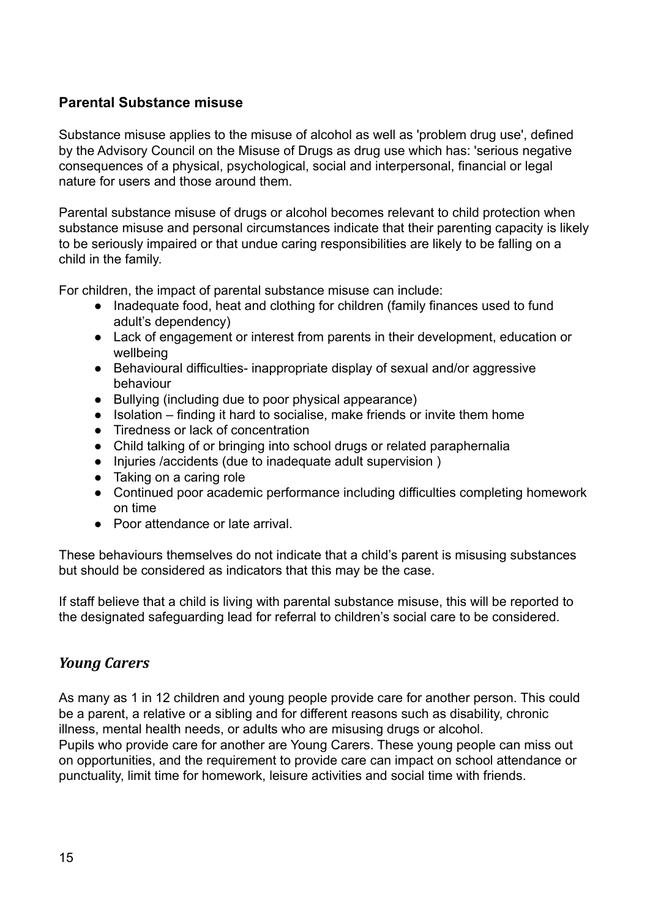## Parental Substance misuse

Substance misuse applies to the misuse of alcohol as well as 'problem drug use', defined by the Advisory Council on the Misuse of Drugs as drug use which has: 'serious negative consequences of a physical, psychological, social and interpersonal, financial or legal nature for users and those around them.

Parental substance misuse of drugs or alcohol becomes relevant to child protection when substance misuse and personal circumstances indicate that their parenting capacity is likely to be seriously impaired or that undue caring responsibilities are likely to be falling on a child in the family.

For children, the impact of parental substance misuse can include:

- Inadequate food, heat and clothing for children (family finances used to fund adult's dependency)
- Lack of engagement or interest from parents in their development, education or wellbeing
- Behavioural difficulties- inappropriate display of sexual and/or aggressive behaviour
- Bullying (including due to poor physical appearance)
- Isolation – finding it hard to socialise, make friends or invite them home
- Tiredness or lack of concentration
- Child talking of or bringing into school drugs or related paraphernalia
- Injuries /accidents (due to inadequate adult supervision )
- Taking on a caring role
- Continued poor academic performance including difficulties completing homework on time
- Poor attendance or late arrival.

These behaviours themselves do not indicate that a child's parent is misusing substances but should be considered as indicators that this may be the case.

If staff believe that a child is living with parental substance misuse, this will be reported to the designated safeguarding lead for referral to children's social care to be considered.

## *Young Carers*

As many as 1 in 12 children and young people provide care for another person. This could be a parent, a relative or a sibling and for different reasons such as disability, chronic illness, mental health needs, or adults who are misusing drugs or alcohol.
Pupils who provide care for another are Young Carers. These young people can miss out on opportunities, and the requirement to provide care can impact on school attendance or punctuality, limit time for homework, leisure activities and social time with friends.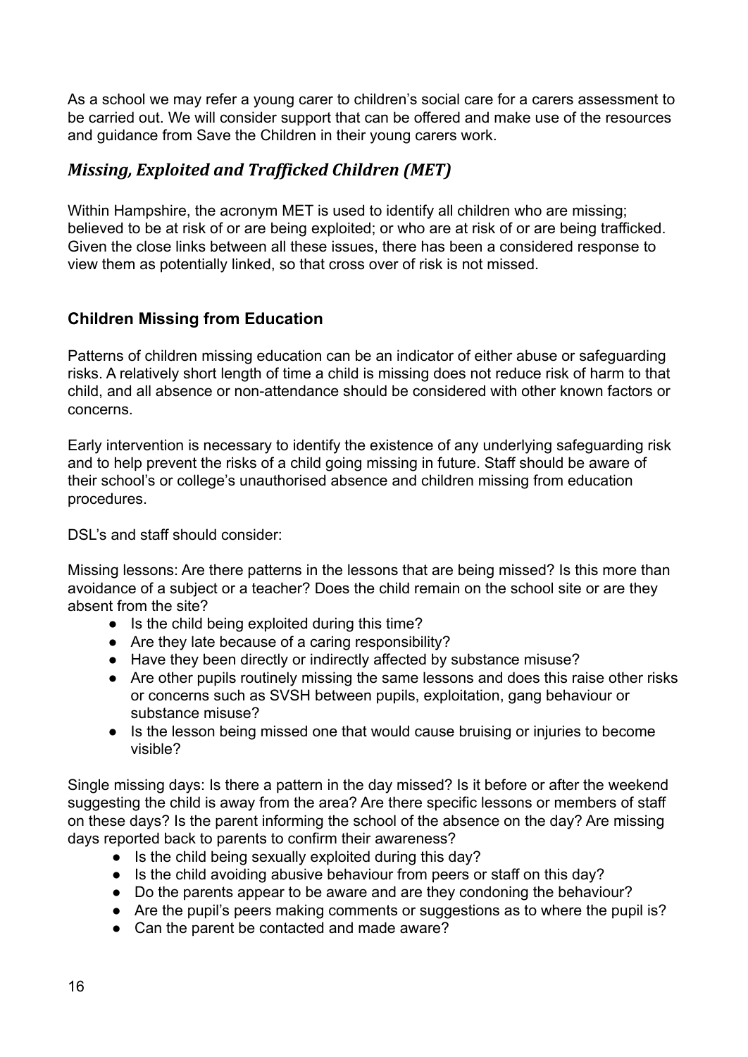As a school we may refer a young carer to children's social care for a carers assessment to be carried out. We will consider support that can be offered and make use of the resources and guidance from Save the Children in their young carers work.

## *Missing, Exploited and Trafficked Children (MET)*

Within Hampshire, the acronym MET is used to identify all children who are missing; believed to be at risk of or are being exploited; or who are at risk of or are being trafficked. Given the close links between all these issues, there has been a considered response to view them as potentially linked, so that cross over of risk is not missed.

### **Children Missing from Education**

Patterns of children missing education can be an indicator of either abuse or safeguarding risks. A relatively short length of time a child is missing does not reduce risk of harm to that child, and all absence or non-attendance should be considered with other known factors or concerns.

Early intervention is necessary to identify the existence of any underlying safeguarding risk and to help prevent the risks of a child going missing in future. Staff should be aware of their school's or college's unauthorised absence and children missing from education procedures.

DSL's and staff should consider:

Missing lessons: Are there patterns in the lessons that are being missed? Is this more than avoidance of a subject or a teacher? Does the child remain on the school site or are they absent from the site?

- Is the child being exploited during this time?
- Are they late because of a caring responsibility?
- Have they been directly or indirectly affected by substance misuse?
- Are other pupils routinely missing the same lessons and does this raise other risks or concerns such as SVSH between pupils, exploitation, gang behaviour or substance misuse?
- Is the lesson being missed one that would cause bruising or injuries to become visible?

Single missing days: Is there a pattern in the day missed? Is it before or after the weekend suggesting the child is away from the area? Are there specific lessons or members of staff on these days? Is the parent informing the school of the absence on the day? Are missing days reported back to parents to confirm their awareness?

- Is the child being sexually exploited during this day?
- Is the child avoiding abusive behaviour from peers or staff on this day?
- Do the parents appear to be aware and are they condoning the behaviour?
- Are the pupil's peers making comments or suggestions as to where the pupil is?
- Can the parent be contacted and made aware?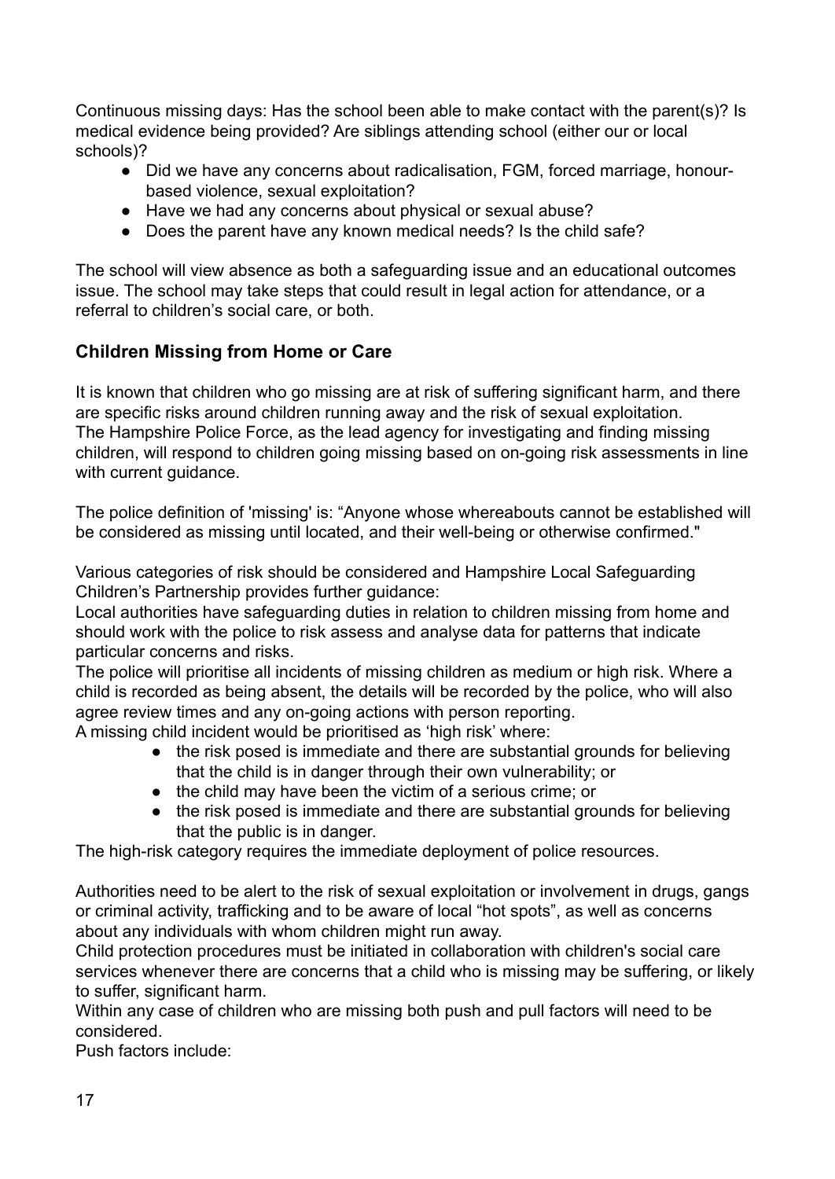Continuous missing days: Has the school been able to make contact with the parent(s)? Is medical evidence being provided? Are siblings attending school (either our or local schools)?

- Did we have any concerns about radicalisation, FGM, forced marriage, honour-based violence, sexual exploitation?
- Have we had any concerns about physical or sexual abuse?
- Does the parent have any known medical needs? Is the child safe?

The school will view absence as both a safeguarding issue and an educational outcomes issue. The school may take steps that could result in legal action for attendance, or a referral to children's social care, or both.

## Children Missing from Home or Care

It is known that children who go missing are at risk of suffering significant harm, and there are specific risks around children running away and the risk of sexual exploitation. The Hampshire Police Force, as the lead agency for investigating and finding missing children, will respond to children going missing based on on-going risk assessments in line with current guidance.

The police definition of 'missing' is: "Anyone whose whereabouts cannot be established will be considered as missing until located, and their well-being or otherwise confirmed."

Various categories of risk should be considered and Hampshire Local Safeguarding Children's Partnership provides further guidance:
Local authorities have safeguarding duties in relation to children missing from home and should work with the police to risk assess and analyse data for patterns that indicate particular concerns and risks.
The police will prioritise all incidents of missing children as medium or high risk. Where a child is recorded as being absent, the details will be recorded by the police, who will also agree review times and any on-going actions with person reporting.
A missing child incident would be prioritised as 'high risk' where:

- the risk posed is immediate and there are substantial grounds for believing that the child is in danger through their own vulnerability; or
- the child may have been the victim of a serious crime; or
- the risk posed is immediate and there are substantial grounds for believing that the public is in danger.

The high-risk category requires the immediate deployment of police resources.

Authorities need to be alert to the risk of sexual exploitation or involvement in drugs, gangs or criminal activity, trafficking and to be aware of local "hot spots", as well as concerns about any individuals with whom children might run away.
Child protection procedures must be initiated in collaboration with children's social care services whenever there are concerns that a child who is missing may be suffering, or likely to suffer, significant harm.
Within any case of children who are missing both push and pull factors will need to be considered.
Push factors include: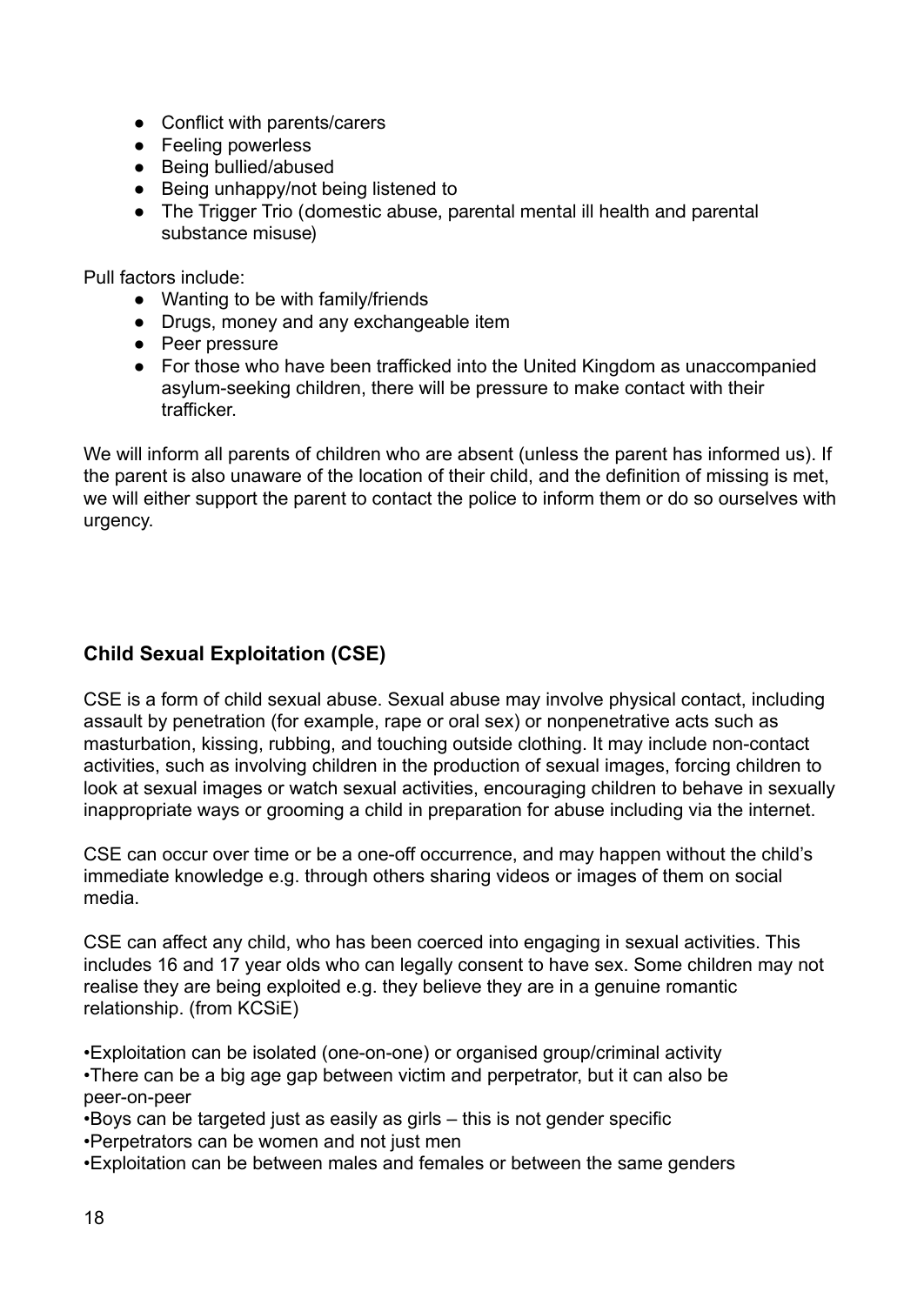- Conflict with parents/carers
- Feeling powerless
- Being bullied/abused
- Being unhappy/not being listened to
- The Trigger Trio (domestic abuse, parental mental ill health and parental substance misuse)

Pull factors include:

- Wanting to be with family/friends
- Drugs, money and any exchangeable item
- Peer pressure
- For those who have been trafficked into the United Kingdom as unaccompanied asylum-seeking children, there will be pressure to make contact with their trafficker.

We will inform all parents of children who are absent (unless the parent has informed us). If the parent is also unaware of the location of their child, and the definition of missing is met, we will either support the parent to contact the police to inform them or do so ourselves with urgency.

## Child Sexual Exploitation (CSE)

CSE is a form of child sexual abuse. Sexual abuse may involve physical contact, including assault by penetration (for example, rape or oral sex) or nonpenetrative acts such as masturbation, kissing, rubbing, and touching outside clothing. It may include non-contact activities, such as involving children in the production of sexual images, forcing children to look at sexual images or watch sexual activities, encouraging children to behave in sexually inappropriate ways or grooming a child in preparation for abuse including via the internet.

CSE can occur over time or be a one-off occurrence, and may happen without the child's immediate knowledge e.g. through others sharing videos or images of them on social media.

CSE can affect any child, who has been coerced into engaging in sexual activities. This includes 16 and 17 year olds who can legally consent to have sex. Some children may not realise they are being exploited e.g. they believe they are in a genuine romantic relationship. (from KCSiE)

•Exploitation can be isolated (one-on-one) or organised group/criminal activity
•There can be a big age gap between victim and perpetrator, but it can also be peer-on-peer
•Boys can be targeted just as easily as girls – this is not gender specific
•Perpetrators can be women and not just men
•Exploitation can be between males and females or between the same genders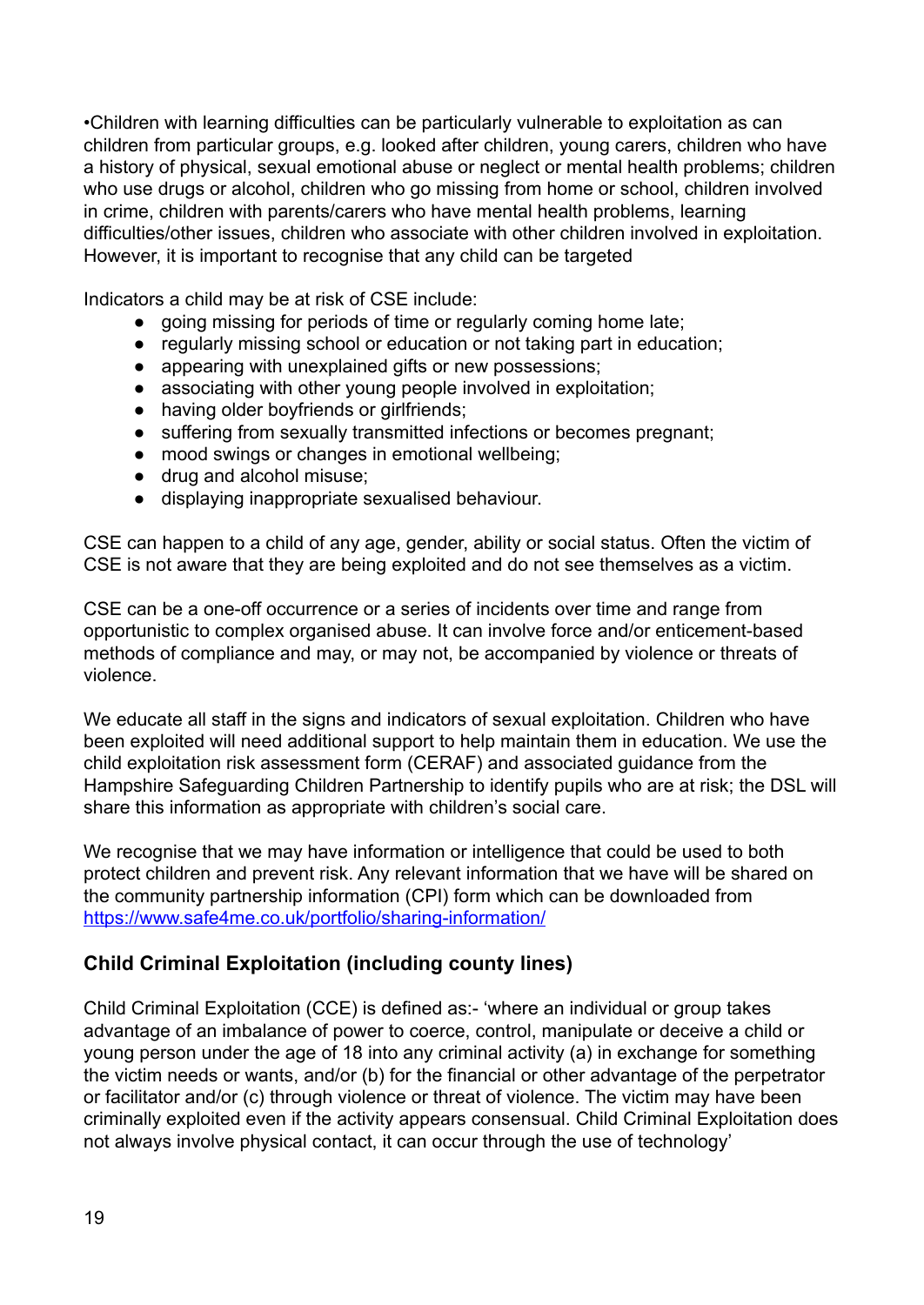•Children with learning difficulties can be particularly vulnerable to exploitation as can children from particular groups, e.g. looked after children, young carers, children who have a history of physical, sexual emotional abuse or neglect or mental health problems; children who use drugs or alcohol, children who go missing from home or school, children involved in crime, children with parents/carers who have mental health problems, learning difficulties/other issues, children who associate with other children involved in exploitation. However, it is important to recognise that any child can be targeted

Indicators a child may be at risk of CSE include:

- going missing for periods of time or regularly coming home late;
- regularly missing school or education or not taking part in education;
- appearing with unexplained gifts or new possessions;
- associating with other young people involved in exploitation;
- having older boyfriends or girlfriends;
- suffering from sexually transmitted infections or becomes pregnant;
- mood swings or changes in emotional wellbeing;
- drug and alcohol misuse;
- displaying inappropriate sexualised behaviour.

CSE can happen to a child of any age, gender, ability or social status. Often the victim of CSE is not aware that they are being exploited and do not see themselves as a victim.

CSE can be a one-off occurrence or a series of incidents over time and range from opportunistic to complex organised abuse. It can involve force and/or enticement-based methods of compliance and may, or may not, be accompanied by violence or threats of violence.

We educate all staff in the signs and indicators of sexual exploitation. Children who have been exploited will need additional support to help maintain them in education. We use the child exploitation risk assessment form (CERAF) and associated guidance from the Hampshire Safeguarding Children Partnership to identify pupils who are at risk; the DSL will share this information as appropriate with children's social care.

We recognise that we may have information or intelligence that could be used to both protect children and prevent risk. Any relevant information that we have will be shared on the community partnership information (CPI) form which can be downloaded from [https://www.safe4me.co.uk/portfolio/sharing-information/](https://www.safe4me.co.uk/portfolio/sharing-information/)

## Child Criminal Exploitation (including county lines)

Child Criminal Exploitation (CCE) is defined as:- 'where an individual or group takes advantage of an imbalance of power to coerce, control, manipulate or deceive a child or young person under the age of 18 into any criminal activity (a) in exchange for something the victim needs or wants, and/or (b) for the financial or other advantage of the perpetrator or facilitator and/or (c) through violence or threat of violence. The victim may have been criminally exploited even if the activity appears consensual. Child Criminal Exploitation does not always involve physical contact, it can occur through the use of technology'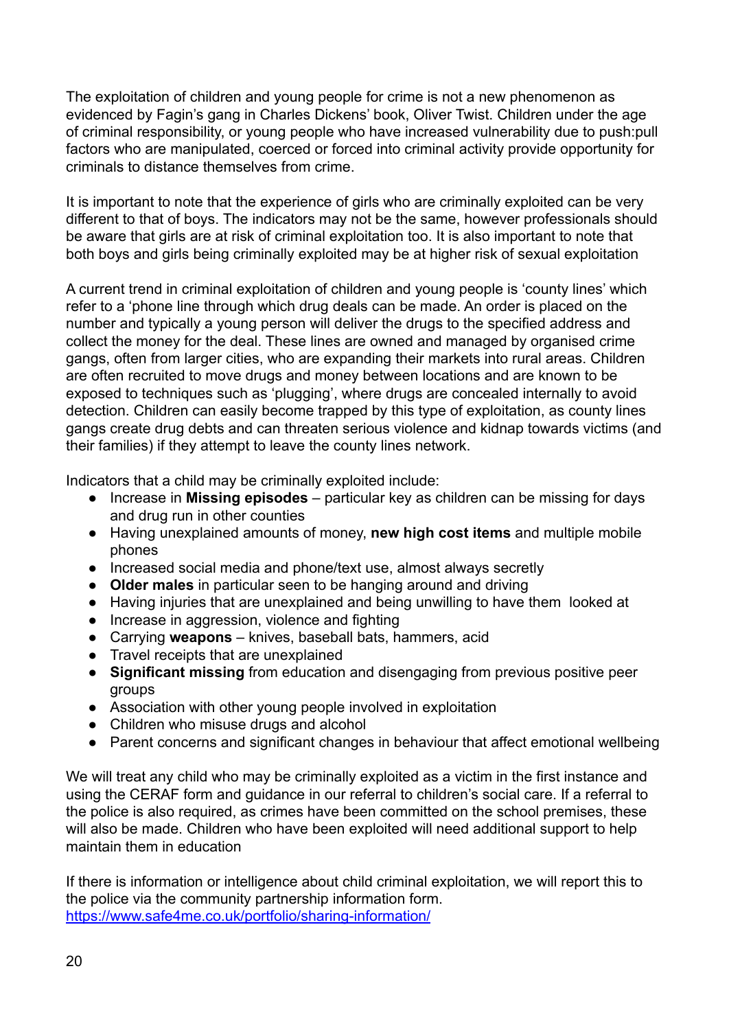The exploitation of children and young people for crime is not a new phenomenon as evidenced by Fagin's gang in Charles Dickens' book, Oliver Twist. Children under the age of criminal responsibility, or young people who have increased vulnerability due to push:pull factors who are manipulated, coerced or forced into criminal activity provide opportunity for criminals to distance themselves from crime.

It is important to note that the experience of girls who are criminally exploited can be very different to that of boys. The indicators may not be the same, however professionals should be aware that girls are at risk of criminal exploitation too. It is also important to note that both boys and girls being criminally exploited may be at higher risk of sexual exploitation

A current trend in criminal exploitation of children and young people is 'county lines' which refer to a 'phone line through which drug deals can be made. An order is placed on the number and typically a young person will deliver the drugs to the specified address and collect the money for the deal. These lines are owned and managed by organised crime gangs, often from larger cities, who are expanding their markets into rural areas. Children are often recruited to move drugs and money between locations and are known to be exposed to techniques such as 'plugging', where drugs are concealed internally to avoid detection. Children can easily become trapped by this type of exploitation, as county lines gangs create drug debts and can threaten serious violence and kidnap towards victims (and their families) if they attempt to leave the county lines network.

Indicators that a child may be criminally exploited include:

- Increase in **Missing episodes** – particular key as children can be missing for days and drug run in other counties
- Having unexplained amounts of money, **new high cost items** and multiple mobile phones
- Increased social media and phone/text use, almost always secretly
- **Older males** in particular seen to be hanging around and driving
- Having injuries that are unexplained and being unwilling to have them looked at
- Increase in aggression, violence and fighting
- Carrying **weapons** – knives, baseball bats, hammers, acid
- Travel receipts that are unexplained
- **Significant missing** from education and disengaging from previous positive peer groups
- Association with other young people involved in exploitation
- Children who misuse drugs and alcohol
- Parent concerns and significant changes in behaviour that affect emotional wellbeing

We will treat any child who may be criminally exploited as a victim in the first instance and using the CERAF form and guidance in our referral to children's social care. If a referral to the police is also required, as crimes have been committed on the school premises, these will also be made. Children who have been exploited will need additional support to help maintain them in education

If there is information or intelligence about child criminal exploitation, we will report this to the police via the community partnership information form.
[https://www.safe4me.co.uk/portfolio/sharing-information/](https://www.safe4me.co.uk/portfolio/sharing-information/)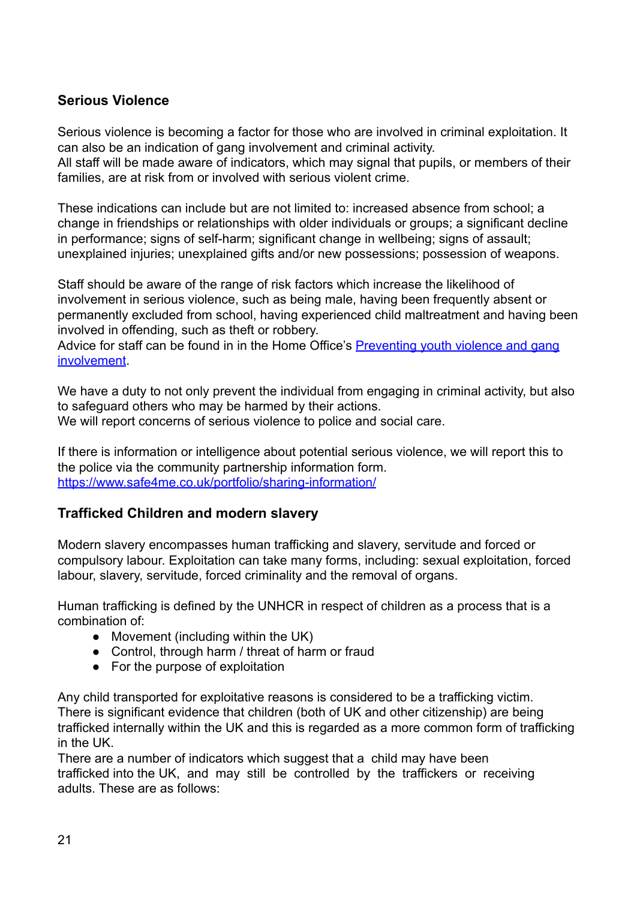### Serious Violence

Serious violence is becoming a factor for those who are involved in criminal exploitation. It can also be an indication of gang involvement and criminal activity.
All staff will be made aware of indicators, which may signal that pupils, or members of their families, are at risk from or involved with serious violent crime.

These indications can include but are not limited to: increased absence from school; a change in friendships or relationships with older individuals or groups; a significant decline in performance; signs of self-harm; significant change in wellbeing; signs of assault; unexplained injuries; unexplained gifts and/or new possessions; possession of weapons.

Staff should be aware of the range of risk factors which increase the likelihood of involvement in serious violence, such as being male, having been frequently absent or permanently excluded from school, having experienced child maltreatment and having been involved in offending, such as theft or robbery.
Advice for staff can be found in in the Home Office's [Preventing youth violence and gang involvement](#).

We have a duty to not only prevent the individual from engaging in criminal activity, but also to safeguard others who may be harmed by their actions.
We will report concerns of serious violence to police and social care.

If there is information or intelligence about potential serious violence, we will report this to the police via the community partnership information form.
[https://www.safe4me.co.uk/portfolio/sharing-information/](https://www.safe4me.co.uk/portfolio/sharing-information/)

### Trafficked Children and modern slavery

Modern slavery encompasses human trafficking and slavery, servitude and forced or compulsory labour. Exploitation can take many forms, including: sexual exploitation, forced labour, slavery, servitude, forced criminality and the removal of organs.

Human trafficking is defined by the UNHCR in respect of children as a process that is a combination of:

- Movement (including within the UK)
- Control, through harm / threat of harm or fraud
- For the purpose of exploitation

Any child transported for exploitative reasons is considered to be a trafficking victim.
There is significant evidence that children (both of UK and other citizenship) are being trafficked internally within the UK and this is regarded as a more common form of trafficking in the UK.
There are a number of indicators which suggest that a child may have been trafficked into the UK, and may still be controlled by the traffickers or receiving adults. These are as follows: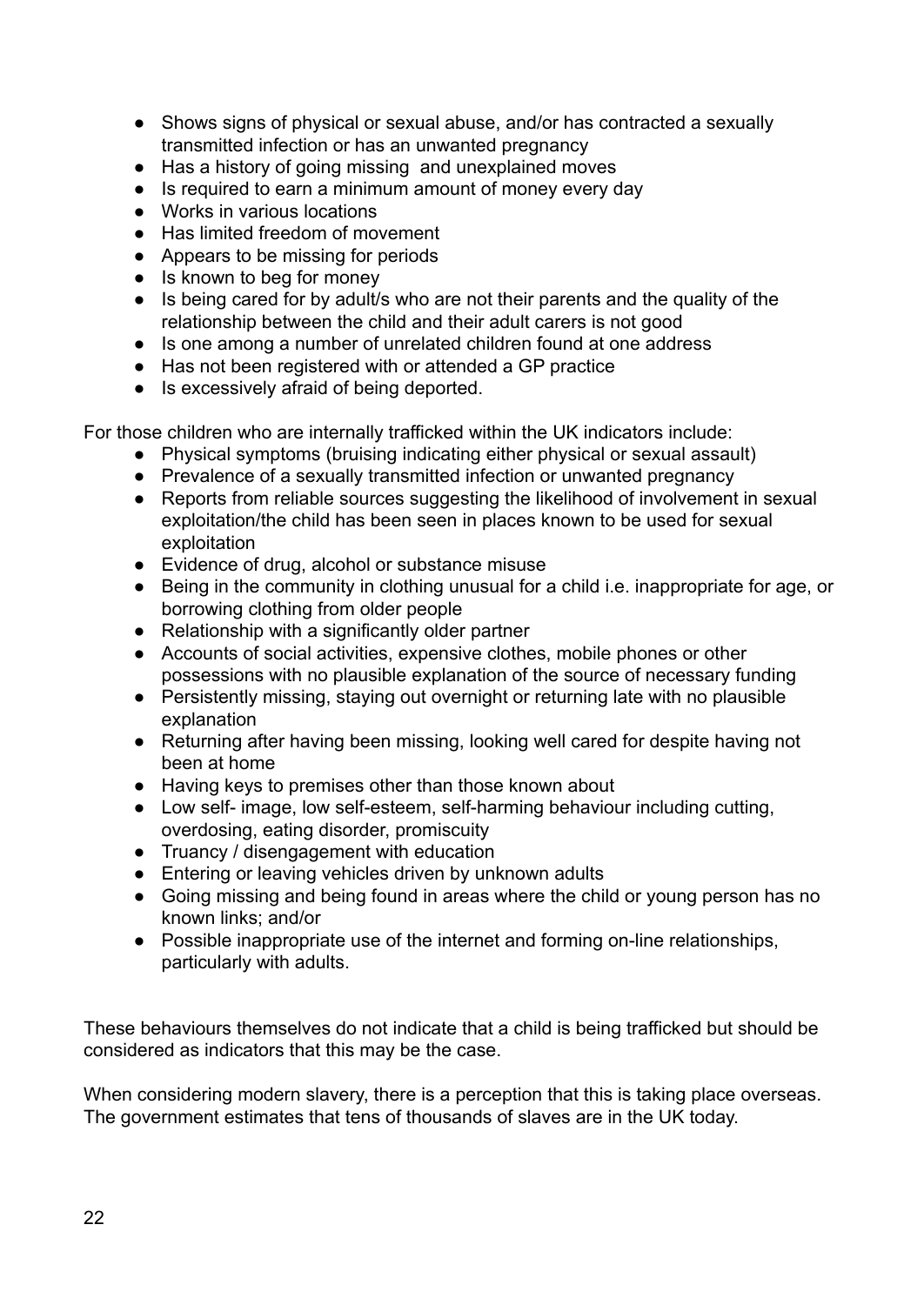- Shows signs of physical or sexual abuse, and/or has contracted a sexually transmitted infection or has an unwanted pregnancy
- Has a history of going missing and unexplained moves
- Is required to earn a minimum amount of money every day
- Works in various locations
- Has limited freedom of movement
- Appears to be missing for periods
- Is known to beg for money
- Is being cared for by adult/s who are not their parents and the quality of the relationship between the child and their adult carers is not good
- Is one among a number of unrelated children found at one address
- Has not been registered with or attended a GP practice
- Is excessively afraid of being deported.

For those children who are internally trafficked within the UK indicators include:

- Physical symptoms (bruising indicating either physical or sexual assault)
- Prevalence of a sexually transmitted infection or unwanted pregnancy
- Reports from reliable sources suggesting the likelihood of involvement in sexual exploitation/the child has been seen in places known to be used for sexual exploitation
- Evidence of drug, alcohol or substance misuse
- Being in the community in clothing unusual for a child i.e. inappropriate for age, or borrowing clothing from older people
- Relationship with a significantly older partner
- Accounts of social activities, expensive clothes, mobile phones or other possessions with no plausible explanation of the source of necessary funding
- Persistently missing, staying out overnight or returning late with no plausible explanation
- Returning after having been missing, looking well cared for despite having not been at home
- Having keys to premises other than those known about
- Low self- image, low self-esteem, self-harming behaviour including cutting, overdosing, eating disorder, promiscuity
- Truancy / disengagement with education
- Entering or leaving vehicles driven by unknown adults
- Going missing and being found in areas where the child or young person has no known links; and/or
- Possible inappropriate use of the internet and forming on-line relationships, particularly with adults.

These behaviours themselves do not indicate that a child is being trafficked but should be considered as indicators that this may be the case.

When considering modern slavery, there is a perception that this is taking place overseas. The government estimates that tens of thousands of slaves are in the UK today.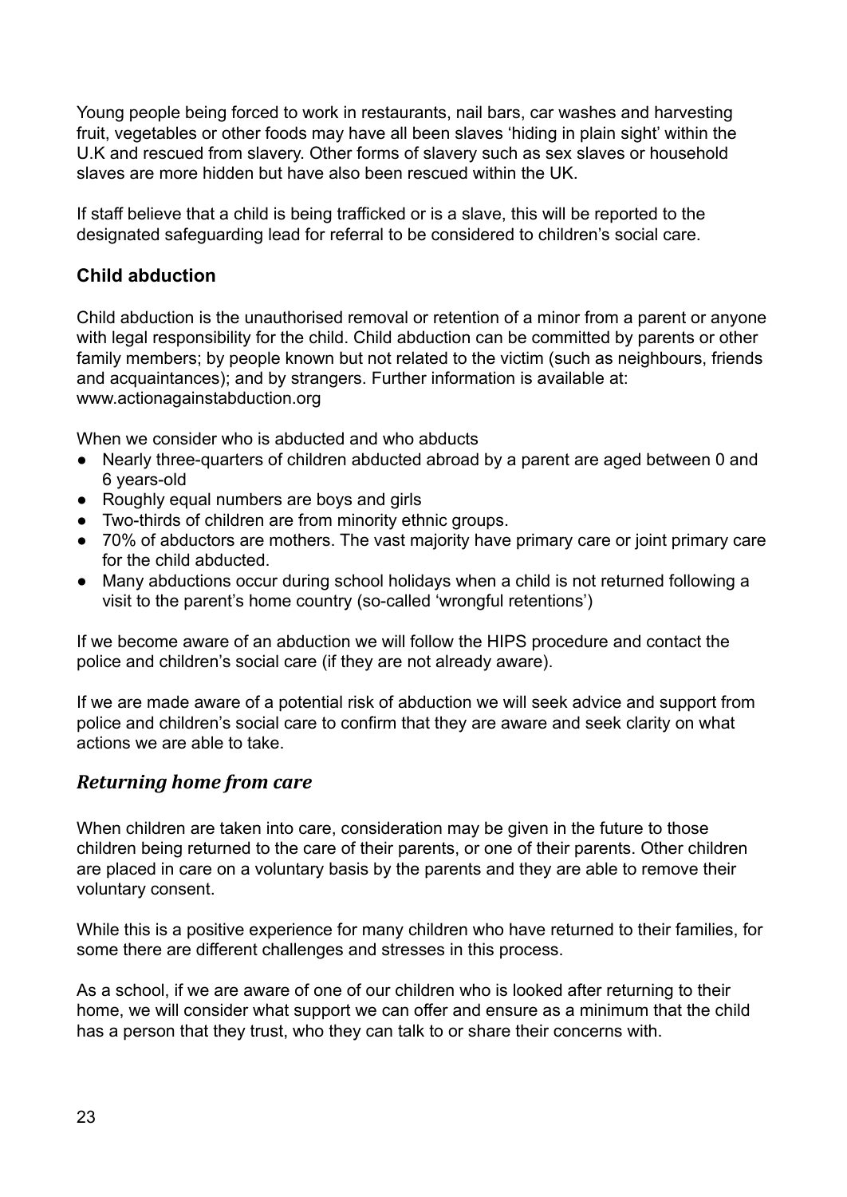Young people being forced to work in restaurants, nail bars, car washes and harvesting fruit, vegetables or other foods may have all been slaves 'hiding in plain sight' within the U.K and rescued from slavery. Other forms of slavery such as sex slaves or household slaves are more hidden but have also been rescued within the UK.

If staff believe that a child is being trafficked or is a slave, this will be reported to the designated safeguarding lead for referral to be considered to children's social care.

### Child abduction

Child abduction is the unauthorised removal or retention of a minor from a parent or anyone with legal responsibility for the child. Child abduction can be committed by parents or other family members; by people known but not related to the victim (such as neighbours, friends and acquaintances); and by strangers. Further information is available at: www.actionagainstabduction.org

When we consider who is abducted and who abducts

- Nearly three-quarters of children abducted abroad by a parent are aged between 0 and 6 years-old
- Roughly equal numbers are boys and girls
- Two-thirds of children are from minority ethnic groups.
- 70% of abductors are mothers. The vast majority have primary care or joint primary care for the child abducted.
- Many abductions occur during school holidays when a child is not returned following a visit to the parent's home country (so-called 'wrongful retentions')

If we become aware of an abduction we will follow the HIPS procedure and contact the police and children's social care (if they are not already aware).

If we are made aware of a potential risk of abduction we will seek advice and support from police and children's social care to confirm that they are aware and seek clarity on what actions we are able to take.

## *Returning home from care*

When children are taken into care, consideration may be given in the future to those children being returned to the care of their parents, or one of their parents. Other children are placed in care on a voluntary basis by the parents and they are able to remove their voluntary consent.

While this is a positive experience for many children who have returned to their families, for some there are different challenges and stresses in this process.

As a school, if we are aware of one of our children who is looked after returning to their home, we will consider what support we can offer and ensure as a minimum that the child has a person that they trust, who they can talk to or share their concerns with.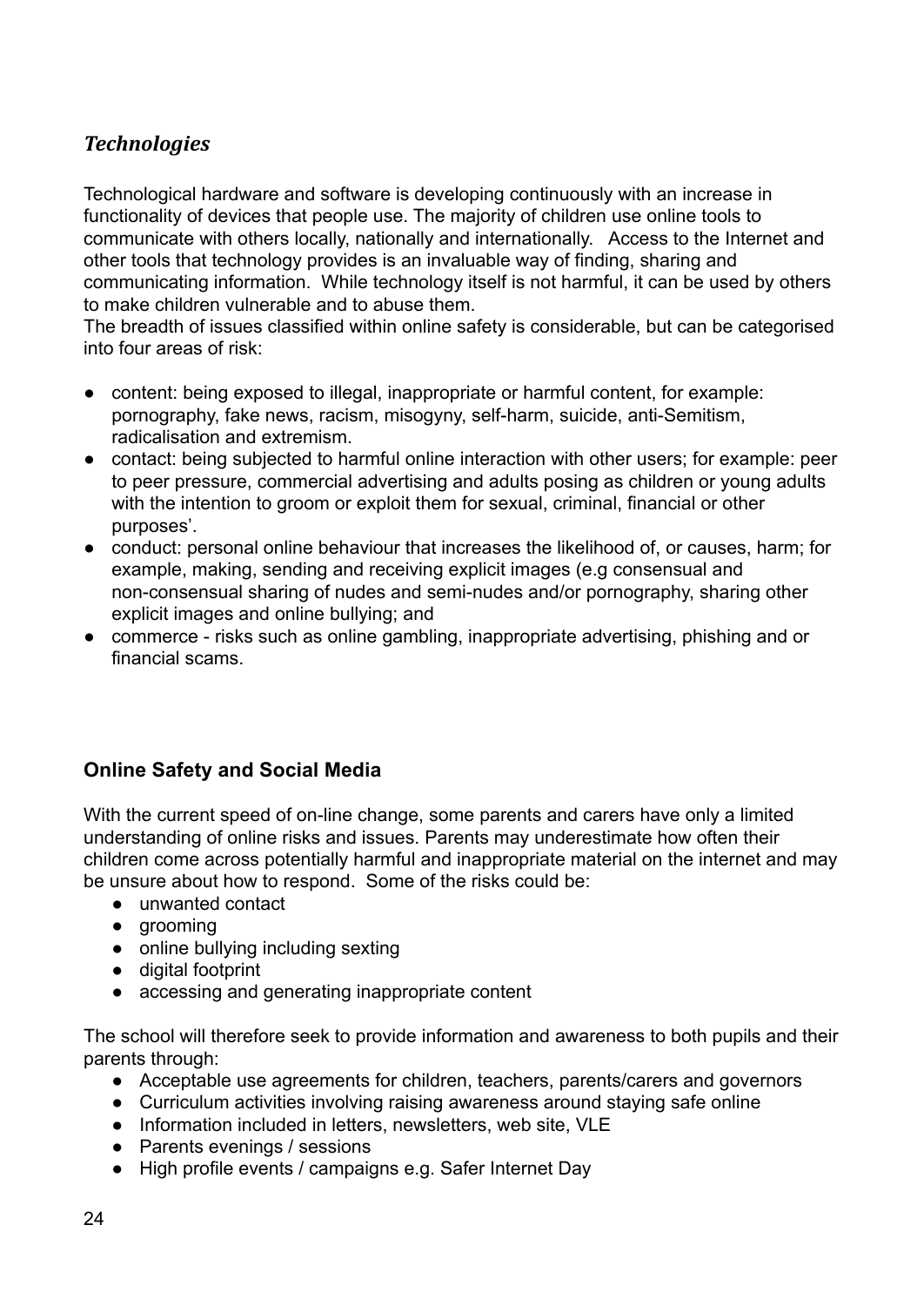## *Technologies*

Technological hardware and software is developing continuously with an increase in functionality of devices that people use. The majority of children use online tools to communicate with others locally, nationally and internationally. Access to the Internet and other tools that technology provides is an invaluable way of finding, sharing and communicating information. While technology itself is not harmful, it can be used by others to make children vulnerable and to abuse them.
The breadth of issues classified within online safety is considerable, but can be categorised into four areas of risk:

- content: being exposed to illegal, inappropriate or harmful content, for example: pornography, fake news, racism, misogyny, self-harm, suicide, anti-Semitism, radicalisation and extremism.
- contact: being subjected to harmful online interaction with other users; for example: peer to peer pressure, commercial advertising and adults posing as children or young adults with the intention to groom or exploit them for sexual, criminal, financial or other purposes'.
- conduct: personal online behaviour that increases the likelihood of, or causes, harm; for example, making, sending and receiving explicit images (e.g consensual and non-consensual sharing of nudes and semi-nudes and/or pornography, sharing other explicit images and online bullying; and
- commerce - risks such as online gambling, inappropriate advertising, phishing and or financial scams.

### **Online Safety and Social Media**

With the current speed of on-line change, some parents and carers have only a limited understanding of online risks and issues. Parents may underestimate how often their children come across potentially harmful and inappropriate material on the internet and may be unsure about how to respond. Some of the risks could be:

- unwanted contact
- grooming
- online bullying including sexting
- digital footprint
- accessing and generating inappropriate content

The school will therefore seek to provide information and awareness to both pupils and their parents through:

- Acceptable use agreements for children, teachers, parents/carers and governors
- Curriculum activities involving raising awareness around staying safe online
- Information included in letters, newsletters, web site, VLE
- Parents evenings / sessions
- High profile events / campaigns e.g. Safer Internet Day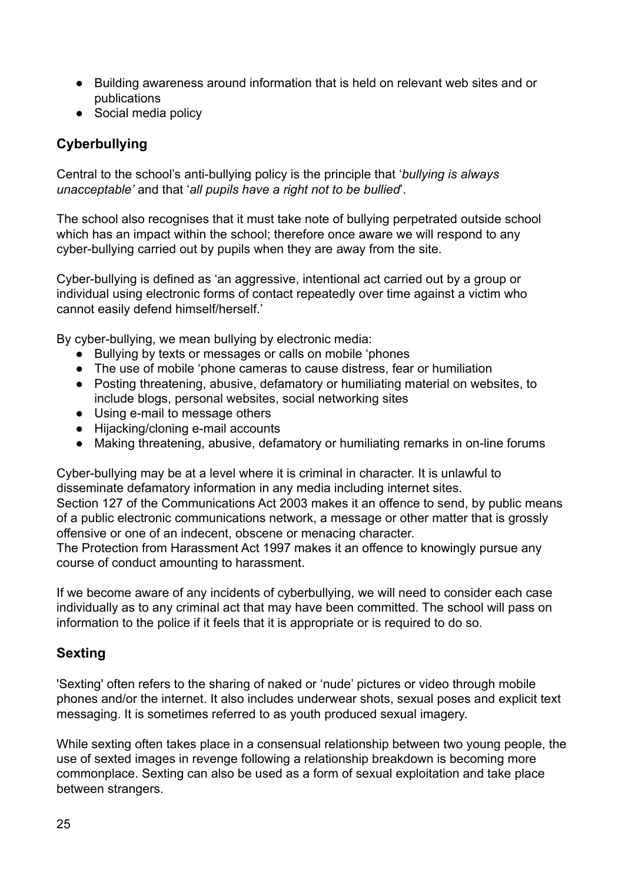- Building awareness around information that is held on relevant web sites and or publications
- Social media policy

## Cyberbullying

Central to the school's anti-bullying policy is the principle that '*bullying is always unacceptable'* and that '*all pupils have a right not to be bullied*'.

The school also recognises that it must take note of bullying perpetrated outside school which has an impact within the school; therefore once aware we will respond to any cyber-bullying carried out by pupils when they are away from the site.

Cyber-bullying is defined as 'an aggressive, intentional act carried out by a group or individual using electronic forms of contact repeatedly over time against a victim who cannot easily defend himself/herself.'

By cyber-bullying, we mean bullying by electronic media:

- Bullying by texts or messages or calls on mobile 'phones
- The use of mobile 'phone cameras to cause distress, fear or humiliation
- Posting threatening, abusive, defamatory or humiliating material on websites, to include blogs, personal websites, social networking sites
- Using e-mail to message others
- Hijacking/cloning e-mail accounts
- Making threatening, abusive, defamatory or humiliating remarks in on-line forums

Cyber-bullying may be at a level where it is criminal in character. It is unlawful to disseminate defamatory information in any media including internet sites.
Section 127 of the Communications Act 2003 makes it an offence to send, by public means of a public electronic communications network, a message or other matter that is grossly offensive or one of an indecent, obscene or menacing character.
The Protection from Harassment Act 1997 makes it an offence to knowingly pursue any course of conduct amounting to harassment.

If we become aware of any incidents of cyberbullying, we will need to consider each case individually as to any criminal act that may have been committed. The school will pass on information to the police if it feels that it is appropriate or is required to do so.

## Sexting

'Sexting' often refers to the sharing of naked or 'nude' pictures or video through mobile phones and/or the internet. It also includes underwear shots, sexual poses and explicit text messaging. It is sometimes referred to as youth produced sexual imagery.

While sexting often takes place in a consensual relationship between two young people, the use of sexted images in revenge following a relationship breakdown is becoming more commonplace. Sexting can also be used as a form of sexual exploitation and take place between strangers.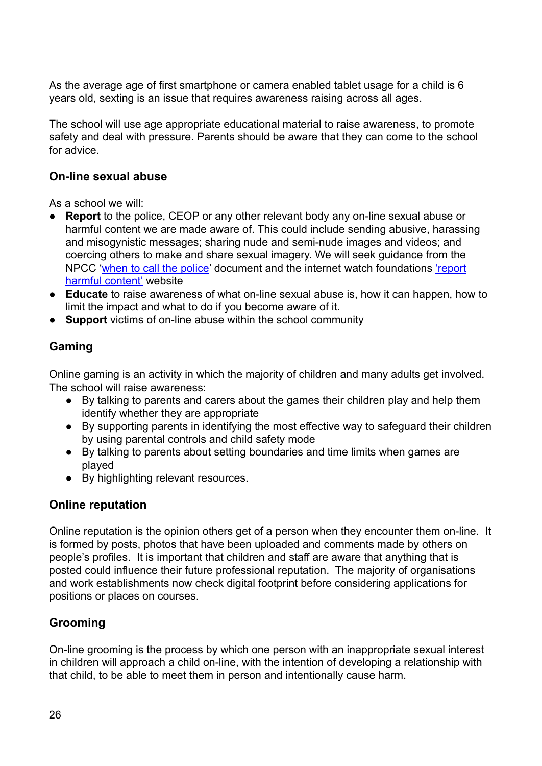As the average age of first smartphone or camera enabled tablet usage for a child is 6 years old, sexting is an issue that requires awareness raising across all ages.

The school will use age appropriate educational material to raise awareness, to promote safety and deal with pressure. Parents should be aware that they can come to the school for advice.

### On-line sexual abuse

As a school we will:

- **Report** to the police, CEOP or any other relevant body any on-line sexual abuse or harmful content we are made aware of. This could include sending abusive, harassing and misogynistic messages; sharing nude and semi-nude images and videos; and coercing others to make and share sexual imagery. We will seek guidance from the NPCC 'when to call the police' document and the internet watch foundations 'report harmful content' website
- **Educate** to raise awareness of what on-line sexual abuse is, how it can happen, how to limit the impact and what to do if you become aware of it.
- **Support** victims of on-line abuse within the school community

### Gaming

Online gaming is an activity in which the majority of children and many adults get involved. The school will raise awareness:

- By talking to parents and carers about the games their children play and help them identify whether they are appropriate
- By supporting parents in identifying the most effective way to safeguard their children by using parental controls and child safety mode
- By talking to parents about setting boundaries and time limits when games are played
- By highlighting relevant resources.

### Online reputation

Online reputation is the opinion others get of a person when they encounter them on-line. It is formed by posts, photos that have been uploaded and comments made by others on people's profiles. It is important that children and staff are aware that anything that is posted could influence their future professional reputation. The majority of organisations and work establishments now check digital footprint before considering applications for positions or places on courses.

### Grooming

On-line grooming is the process by which one person with an inappropriate sexual interest in children will approach a child on-line, with the intention of developing a relationship with that child, to be able to meet them in person and intentionally cause harm.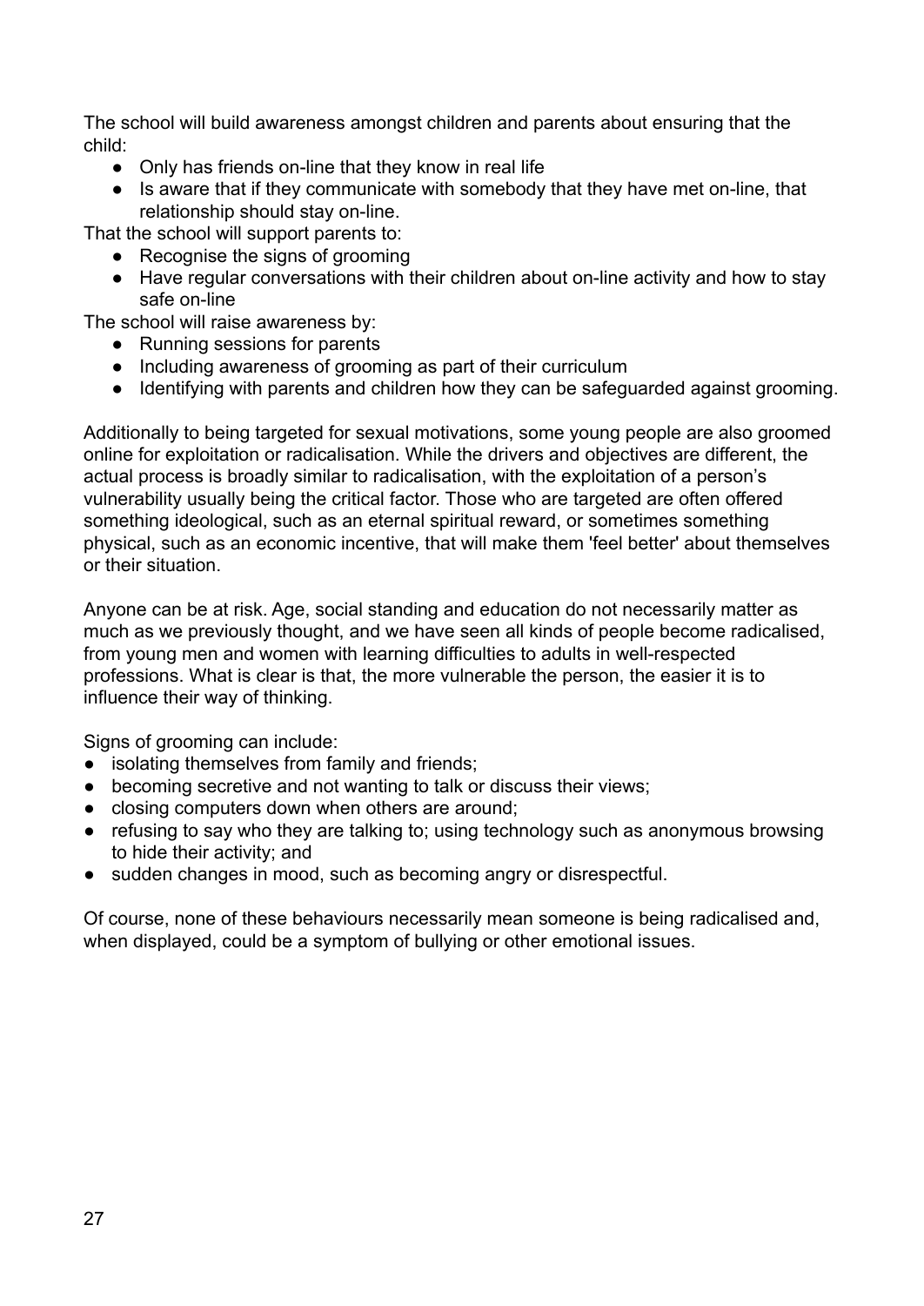The school will build awareness amongst children and parents about ensuring that the child:

- Only has friends on-line that they know in real life
- Is aware that if they communicate with somebody that they have met on-line, that relationship should stay on-line.

That the school will support parents to:

- Recognise the signs of grooming
- Have regular conversations with their children about on-line activity and how to stay safe on-line

The school will raise awareness by:

- Running sessions for parents
- Including awareness of grooming as part of their curriculum
- Identifying with parents and children how they can be safeguarded against grooming.

Additionally to being targeted for sexual motivations, some young people are also groomed online for exploitation or radicalisation. While the drivers and objectives are different, the actual process is broadly similar to radicalisation, with the exploitation of a person's vulnerability usually being the critical factor. Those who are targeted are often offered something ideological, such as an eternal spiritual reward, or sometimes something physical, such as an economic incentive, that will make them 'feel better' about themselves or their situation.

Anyone can be at risk. Age, social standing and education do not necessarily matter as much as we previously thought, and we have seen all kinds of people become radicalised, from young men and women with learning difficulties to adults in well-respected professions. What is clear is that, the more vulnerable the person, the easier it is to influence their way of thinking.

Signs of grooming can include:

- isolating themselves from family and friends;
- becoming secretive and not wanting to talk or discuss their views;
- closing computers down when others are around;
- refusing to say who they are talking to; using technology such as anonymous browsing to hide their activity; and
- sudden changes in mood, such as becoming angry or disrespectful.

Of course, none of these behaviours necessarily mean someone is being radicalised and, when displayed, could be a symptom of bullying or other emotional issues.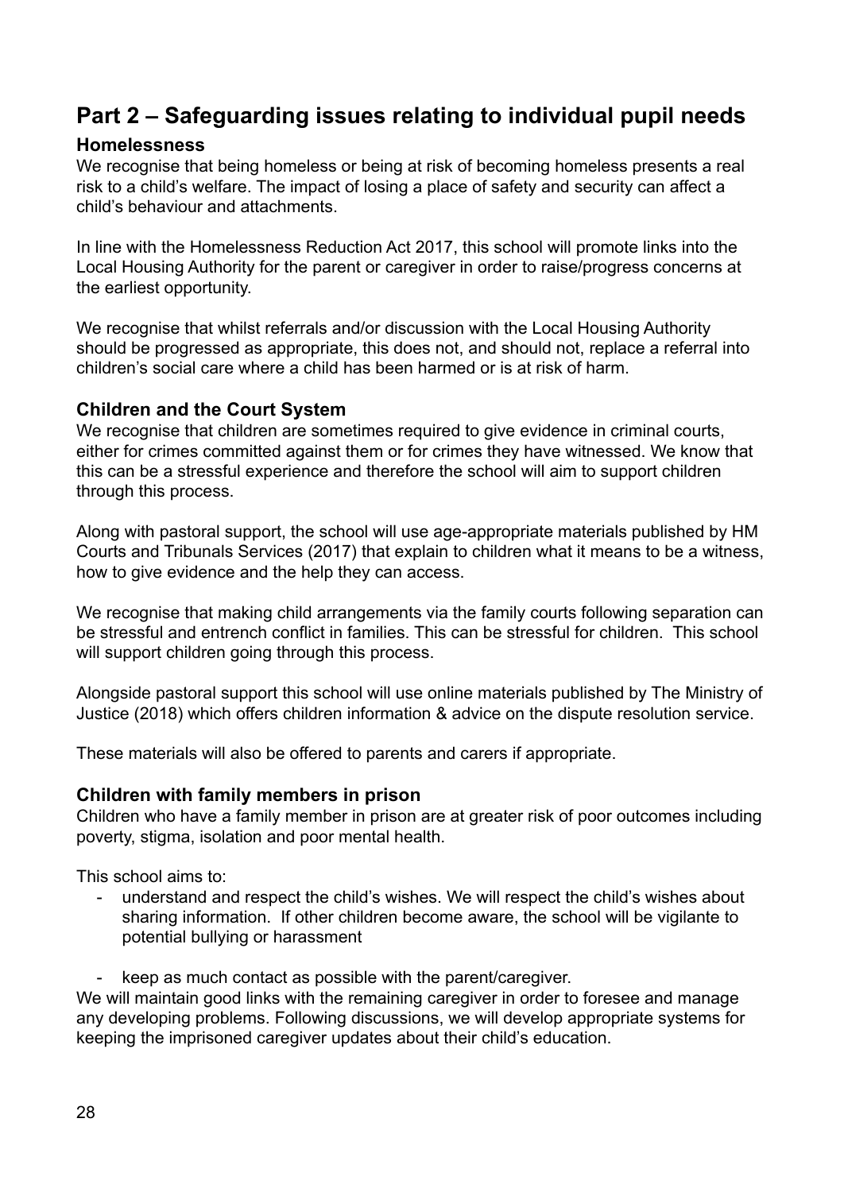# Part 2 – Safeguarding issues relating to individual pupil needs

### Homelessness

We recognise that being homeless or being at risk of becoming homeless presents a real risk to a child's welfare. The impact of losing a place of safety and security can affect a child's behaviour and attachments.

In line with the Homelessness Reduction Act 2017, this school will promote links into the Local Housing Authority for the parent or caregiver in order to raise/progress concerns at the earliest opportunity.

We recognise that whilst referrals and/or discussion with the Local Housing Authority should be progressed as appropriate, this does not, and should not, replace a referral into children's social care where a child has been harmed or is at risk of harm.

### Children and the Court System

We recognise that children are sometimes required to give evidence in criminal courts, either for crimes committed against them or for crimes they have witnessed. We know that this can be a stressful experience and therefore the school will aim to support children through this process.

Along with pastoral support, the school will use age-appropriate materials published by HM Courts and Tribunals Services (2017) that explain to children what it means to be a witness, how to give evidence and the help they can access.

We recognise that making child arrangements via the family courts following separation can be stressful and entrench conflict in families. This can be stressful for children. This school will support children going through this process.

Alongside pastoral support this school will use online materials published by The Ministry of Justice (2018) which offers children information & advice on the dispute resolution service.

These materials will also be offered to parents and carers if appropriate.

### Children with family members in prison

Children who have a family member in prison are at greater risk of poor outcomes including poverty, stigma, isolation and poor mental health.

This school aims to:

- understand and respect the child's wishes. We will respect the child's wishes about sharing information. If other children become aware, the school will be vigilante to potential bullying or harassment
- keep as much contact as possible with the parent/caregiver.

We will maintain good links with the remaining caregiver in order to foresee and manage any developing problems. Following discussions, we will develop appropriate systems for keeping the imprisoned caregiver updates about their child's education.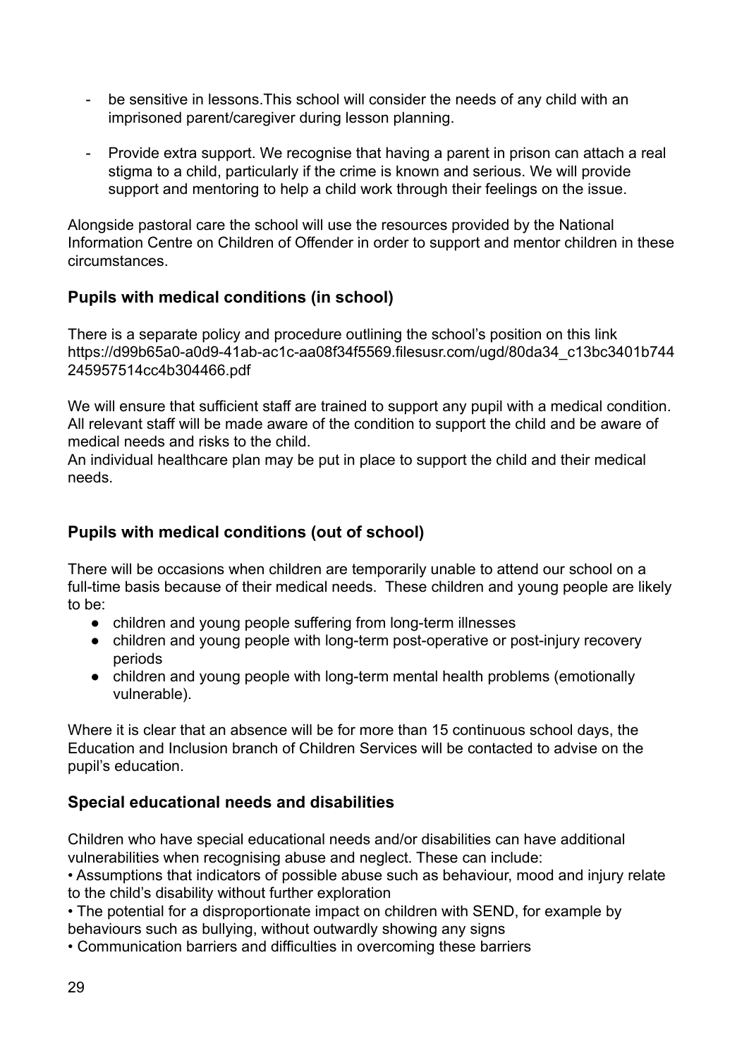- be sensitive in lessons.This school will consider the needs of any child with an imprisoned parent/caregiver during lesson planning.

- Provide extra support. We recognise that having a parent in prison can attach a real stigma to a child, particularly if the crime is known and serious. We will provide support and mentoring to help a child work through their feelings on the issue.

Alongside pastoral care the school will use the resources provided by the National Information Centre on Children of Offender in order to support and mentor children in these circumstances.

### Pupils with medical conditions (in school)

There is a separate policy and procedure outlining the school's position on this link https://d99b65a0-a0d9-41ab-ac1c-aa08f34f5569.filesusr.com/ugd/80da34_c13bc3401b744245957514cc4b304466.pdf

We will ensure that sufficient staff are trained to support any pupil with a medical condition. All relevant staff will be made aware of the condition to support the child and be aware of medical needs and risks to the child.
An individual healthcare plan may be put in place to support the child and their medical needs.

### Pupils with medical conditions (out of school)

There will be occasions when children are temporarily unable to attend our school on a full-time basis because of their medical needs. These children and young people are likely to be:

- children and young people suffering from long-term illnesses
- children and young people with long-term post-operative or post-injury recovery periods
- children and young people with long-term mental health problems (emotionally vulnerable).

Where it is clear that an absence will be for more than 15 continuous school days, the Education and Inclusion branch of Children Services will be contacted to advise on the pupil's education.

### Special educational needs and disabilities

Children who have special educational needs and/or disabilities can have additional vulnerabilities when recognising abuse and neglect. These can include:
• Assumptions that indicators of possible abuse such as behaviour, mood and injury relate to the child's disability without further exploration
• The potential for a disproportionate impact on children with SEND, for example by behaviours such as bullying, without outwardly showing any signs
• Communication barriers and difficulties in overcoming these barriers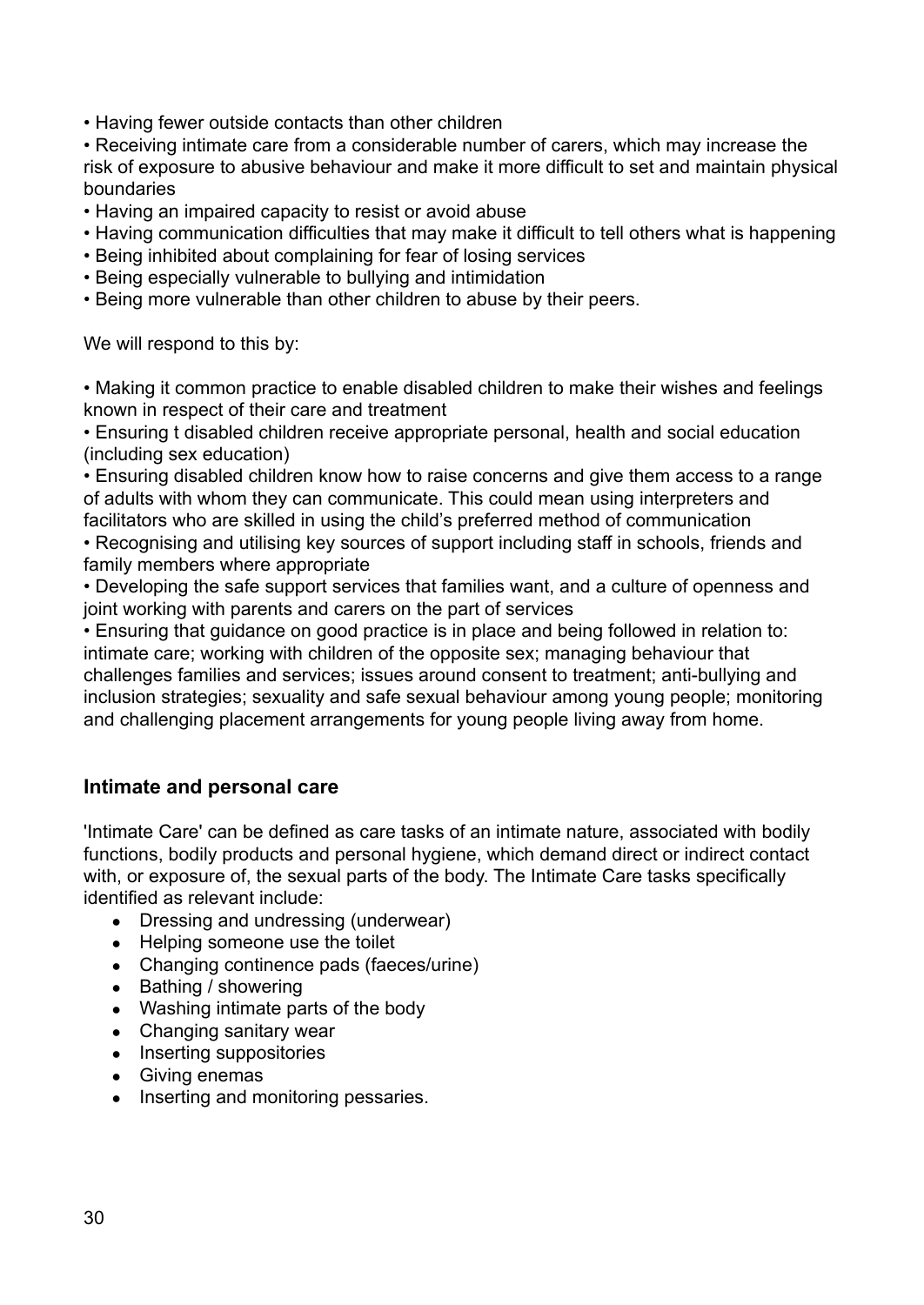- Having fewer outside contacts than other children
- Receiving intimate care from a considerable number of carers, which may increase the risk of exposure to abusive behaviour and make it more difficult to set and maintain physical boundaries
- Having an impaired capacity to resist or avoid abuse
- Having communication difficulties that may make it difficult to tell others what is happening
- Being inhibited about complaining for fear of losing services
- Being especially vulnerable to bullying and intimidation
- Being more vulnerable than other children to abuse by their peers.

We will respond to this by:

- Making it common practice to enable disabled children to make their wishes and feelings known in respect of their care and treatment
- Ensuring t disabled children receive appropriate personal, health and social education (including sex education)
- Ensuring disabled children know how to raise concerns and give them access to a range of adults with whom they can communicate. This could mean using interpreters and facilitators who are skilled in using the child's preferred method of communication
- Recognising and utilising key sources of support including staff in schools, friends and family members where appropriate
- Developing the safe support services that families want, and a culture of openness and joint working with parents and carers on the part of services
- Ensuring that guidance on good practice is in place and being followed in relation to: intimate care; working with children of the opposite sex; managing behaviour that challenges families and services; issues around consent to treatment; anti-bullying and inclusion strategies; sexuality and safe sexual behaviour among young people; monitoring and challenging placement arrangements for young people living away from home.

## Intimate and personal care

'Intimate Care' can be defined as care tasks of an intimate nature, associated with bodily functions, bodily products and personal hygiene, which demand direct or indirect contact with, or exposure of, the sexual parts of the body. The Intimate Care tasks specifically identified as relevant include:

- Dressing and undressing (underwear)
- Helping someone use the toilet
- Changing continence pads (faeces/urine)
- Bathing / showering
- Washing intimate parts of the body
- Changing sanitary wear
- Inserting suppositories
- Giving enemas
- Inserting and monitoring pessaries.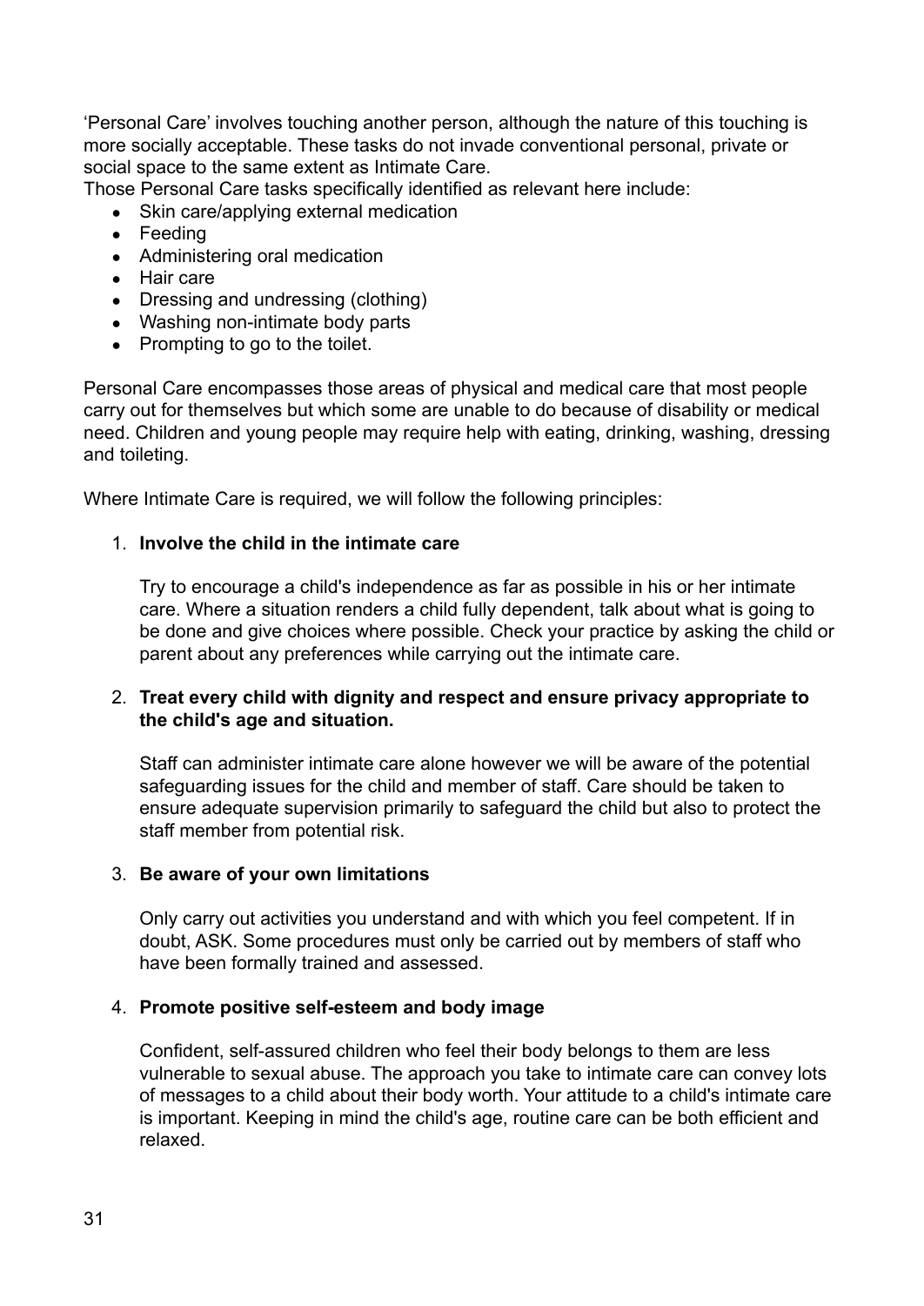'Personal Care' involves touching another person, although the nature of this touching is more socially acceptable. These tasks do not invade conventional personal, private or social space to the same extent as Intimate Care.

Those Personal Care tasks specifically identified as relevant here include:

- Skin care/applying external medication
- Feeding
- Administering oral medication
- Hair care
- Dressing and undressing (clothing)
- Washing non-intimate body parts
- Prompting to go to the toilet.

Personal Care encompasses those areas of physical and medical care that most people carry out for themselves but which some are unable to do because of disability or medical need. Children and young people may require help with eating, drinking, washing, dressing and toileting.

Where Intimate Care is required, we will follow the following principles:

1. **Involve the child in the intimate care**

   Try to encourage a child's independence as far as possible in his or her intimate care. Where a situation renders a child fully dependent, talk about what is going to be done and give choices where possible. Check your practice by asking the child or parent about any preferences while carrying out the intimate care.

2. **Treat every child with dignity and respect and ensure privacy appropriate to the child's age and situation.**

   Staff can administer intimate care alone however we will be aware of the potential safeguarding issues for the child and member of staff. Care should be taken to ensure adequate supervision primarily to safeguard the child but also to protect the staff member from potential risk.

3. **Be aware of your own limitations**

   Only carry out activities you understand and with which you feel competent. If in doubt, ASK. Some procedures must only be carried out by members of staff who have been formally trained and assessed.

4. **Promote positive self-esteem and body image**

   Confident, self-assured children who feel their body belongs to them are less vulnerable to sexual abuse. The approach you take to intimate care can convey lots of messages to a child about their body worth. Your attitude to a child's intimate care is important. Keeping in mind the child's age, routine care can be both efficient and relaxed.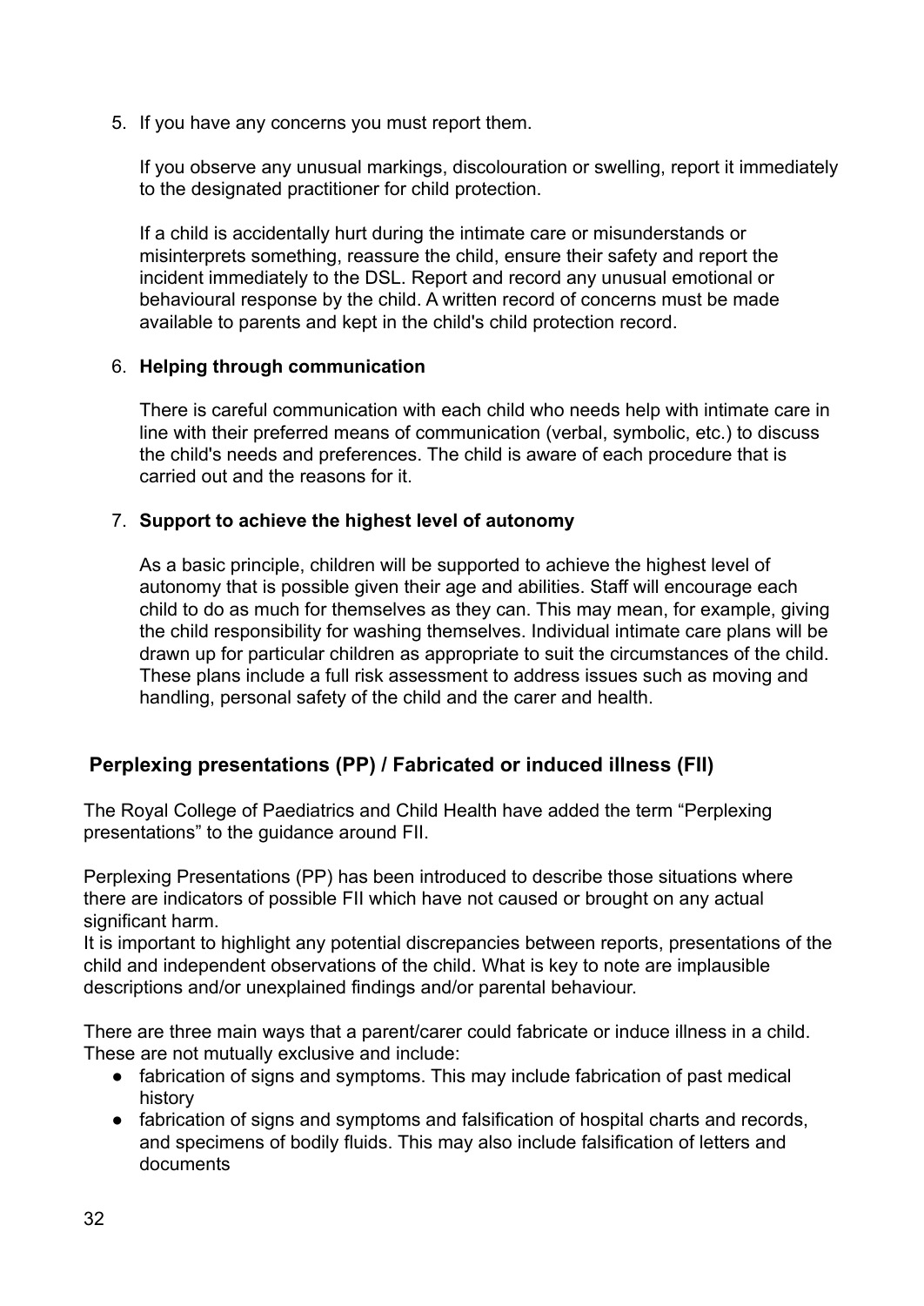5. If you have any concerns you must report them.

   If you observe any unusual markings, discolouration or swelling, report it immediately to the designated practitioner for child protection.

   If a child is accidentally hurt during the intimate care or misunderstands or misinterprets something, reassure the child, ensure their safety and report the incident immediately to the DSL. Report and record any unusual emotional or behavioural response by the child. A written record of concerns must be made available to parents and kept in the child's child protection record.

6. **Helping through communication**

   There is careful communication with each child who needs help with intimate care in line with their preferred means of communication (verbal, symbolic, etc.) to discuss the child's needs and preferences. The child is aware of each procedure that is carried out and the reasons for it.

7. **Support to achieve the highest level of autonomy**

   As a basic principle, children will be supported to achieve the highest level of autonomy that is possible given their age and abilities. Staff will encourage each child to do as much for themselves as they can. This may mean, for example, giving the child responsibility for washing themselves. Individual intimate care plans will be drawn up for particular children as appropriate to suit the circumstances of the child. These plans include a full risk assessment to address issues such as moving and handling, personal safety of the child and the carer and health.

## Perplexing presentations (PP) / Fabricated or induced illness (FII)

The Royal College of Paediatrics and Child Health have added the term "Perplexing presentations" to the guidance around FII.

Perplexing Presentations (PP) has been introduced to describe those situations where there are indicators of possible FII which have not caused or brought on any actual significant harm.
It is important to highlight any potential discrepancies between reports, presentations of the child and independent observations of the child. What is key to note are implausible descriptions and/or unexplained findings and/or parental behaviour.

There are three main ways that a parent/carer could fabricate or induce illness in a child. These are not mutually exclusive and include:

- fabrication of signs and symptoms. This may include fabrication of past medical history
- fabrication of signs and symptoms and falsification of hospital charts and records, and specimens of bodily fluids. This may also include falsification of letters and documents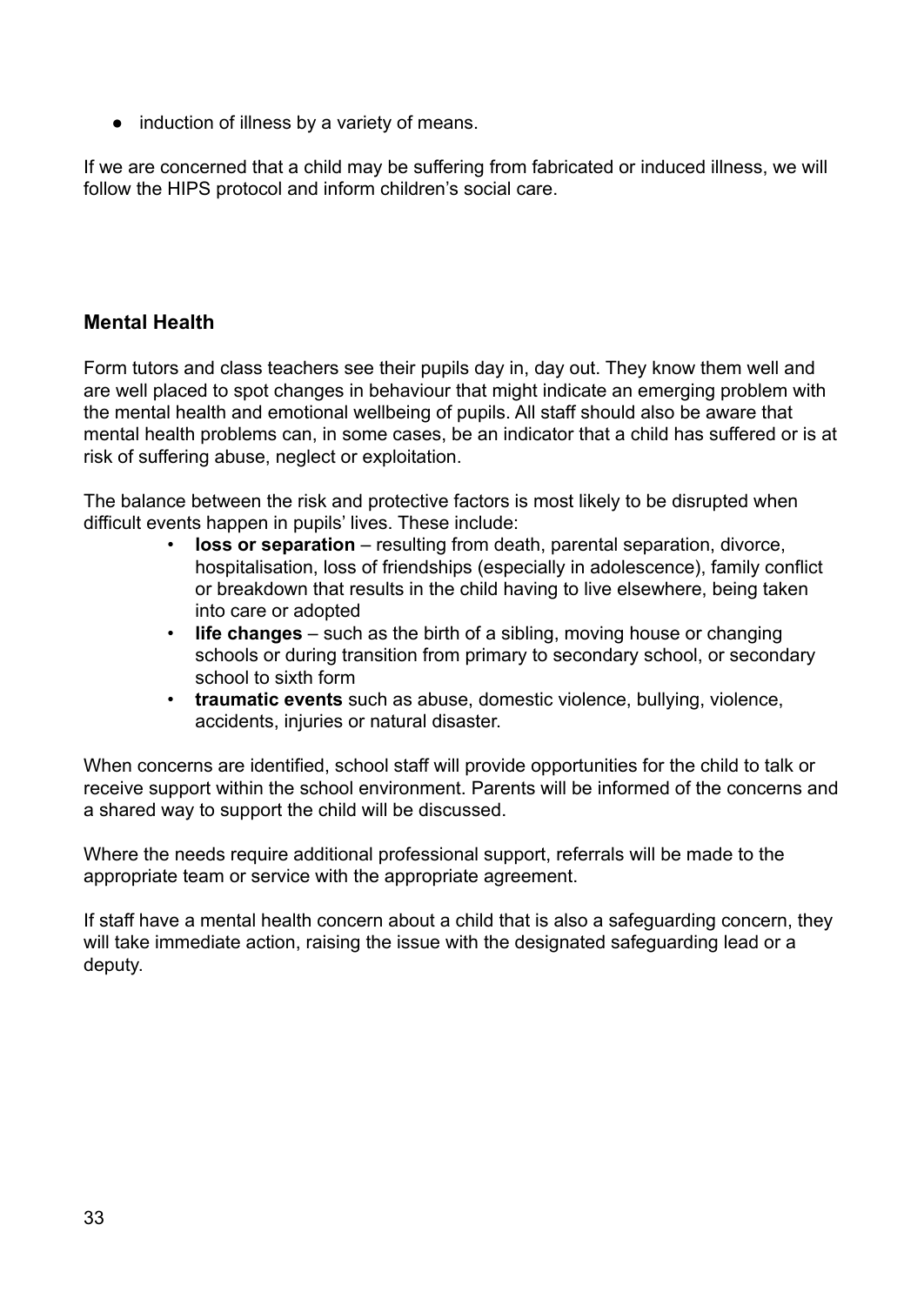- induction of illness by a variety of means.

If we are concerned that a child may be suffering from fabricated or induced illness, we will follow the HIPS protocol and inform children's social care.

## Mental Health

Form tutors and class teachers see their pupils day in, day out. They know them well and are well placed to spot changes in behaviour that might indicate an emerging problem with the mental health and emotional wellbeing of pupils. All staff should also be aware that mental health problems can, in some cases, be an indicator that a child has suffered or is at risk of suffering abuse, neglect or exploitation.

The balance between the risk and protective factors is most likely to be disrupted when difficult events happen in pupils' lives. These include:

- **loss or separation** – resulting from death, parental separation, divorce, hospitalisation, loss of friendships (especially in adolescence), family conflict or breakdown that results in the child having to live elsewhere, being taken into care or adopted
- **life changes** – such as the birth of a sibling, moving house or changing schools or during transition from primary to secondary school, or secondary school to sixth form
- **traumatic events** such as abuse, domestic violence, bullying, violence, accidents, injuries or natural disaster.

When concerns are identified, school staff will provide opportunities for the child to talk or receive support within the school environment. Parents will be informed of the concerns and a shared way to support the child will be discussed.

Where the needs require additional professional support, referrals will be made to the appropriate team or service with the appropriate agreement.

If staff have a mental health concern about a child that is also a safeguarding concern, they will take immediate action, raising the issue with the designated safeguarding lead or a deputy.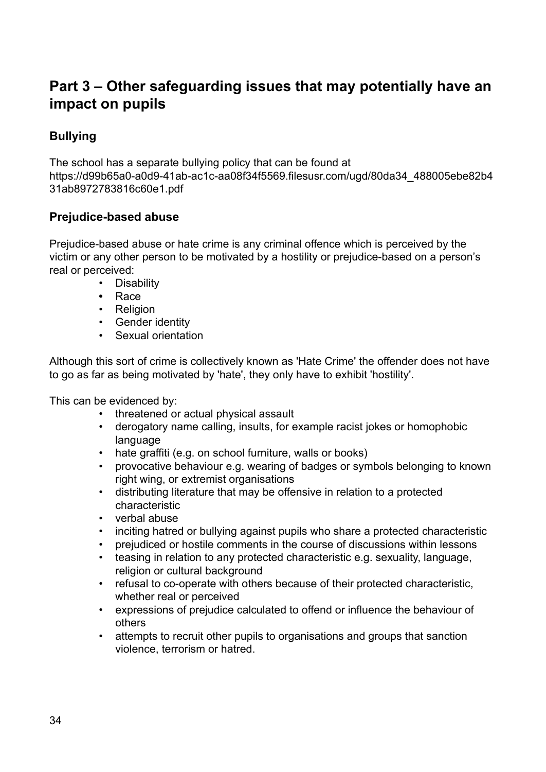## Part 3 – Other safeguarding issues that may potentially have an impact on pupils

### Bullying

The school has a separate bullying policy that can be found at https://d99b65a0-a0d9-41ab-ac1c-aa08f34f5569.filesusr.com/ugd/80da34_488005ebe82b431ab8972783816c60e1.pdf

### Prejudice-based abuse

Prejudice-based abuse or hate crime is any criminal offence which is perceived by the victim or any other person to be motivated by a hostility or prejudice-based on a person's real or perceived:

- Disability
- Race
- Religion
- Gender identity
- Sexual orientation

Although this sort of crime is collectively known as 'Hate Crime' the offender does not have to go as far as being motivated by 'hate', they only have to exhibit 'hostility'.

This can be evidenced by:

- threatened or actual physical assault
- derogatory name calling, insults, for example racist jokes or homophobic language
- hate graffiti (e.g. on school furniture, walls or books)
- provocative behaviour e.g. wearing of badges or symbols belonging to known right wing, or extremist organisations
- distributing literature that may be offensive in relation to a protected characteristic
- verbal abuse
- inciting hatred or bullying against pupils who share a protected characteristic
- prejudiced or hostile comments in the course of discussions within lessons
- teasing in relation to any protected characteristic e.g. sexuality, language, religion or cultural background
- refusal to co-operate with others because of their protected characteristic, whether real or perceived
- expressions of prejudice calculated to offend or influence the behaviour of others
- attempts to recruit other pupils to organisations and groups that sanction violence, terrorism or hatred.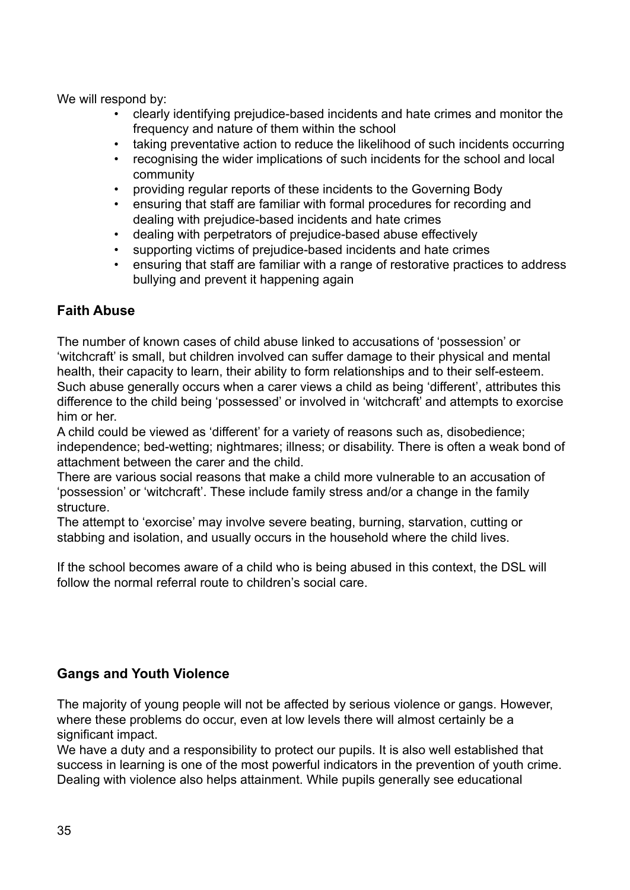We will respond by:

- clearly identifying prejudice-based incidents and hate crimes and monitor the frequency and nature of them within the school
- taking preventative action to reduce the likelihood of such incidents occurring
- recognising the wider implications of such incidents for the school and local community
- providing regular reports of these incidents to the Governing Body
- ensuring that staff are familiar with formal procedures for recording and dealing with prejudice-based incidents and hate crimes
- dealing with perpetrators of prejudice-based abuse effectively
- supporting victims of prejudice-based incidents and hate crimes
- ensuring that staff are familiar with a range of restorative practices to address bullying and prevent it happening again

### Faith Abuse

The number of known cases of child abuse linked to accusations of 'possession' or 'witchcraft' is small, but children involved can suffer damage to their physical and mental health, their capacity to learn, their ability to form relationships and to their self-esteem. Such abuse generally occurs when a carer views a child as being 'different', attributes this difference to the child being 'possessed' or involved in 'witchcraft' and attempts to exorcise him or her.

A child could be viewed as 'different' for a variety of reasons such as, disobedience; independence; bed-wetting; nightmares; illness; or disability. There is often a weak bond of attachment between the carer and the child.

There are various social reasons that make a child more vulnerable to an accusation of 'possession' or 'witchcraft'. These include family stress and/or a change in the family structure.

The attempt to 'exorcise' may involve severe beating, burning, starvation, cutting or stabbing and isolation, and usually occurs in the household where the child lives.

If the school becomes aware of a child who is being abused in this context, the DSL will follow the normal referral route to children's social care.

### Gangs and Youth Violence

The majority of young people will not be affected by serious violence or gangs. However, where these problems do occur, even at low levels there will almost certainly be a significant impact.

We have a duty and a responsibility to protect our pupils. It is also well established that success in learning is one of the most powerful indicators in the prevention of youth crime. Dealing with violence also helps attainment. While pupils generally see educational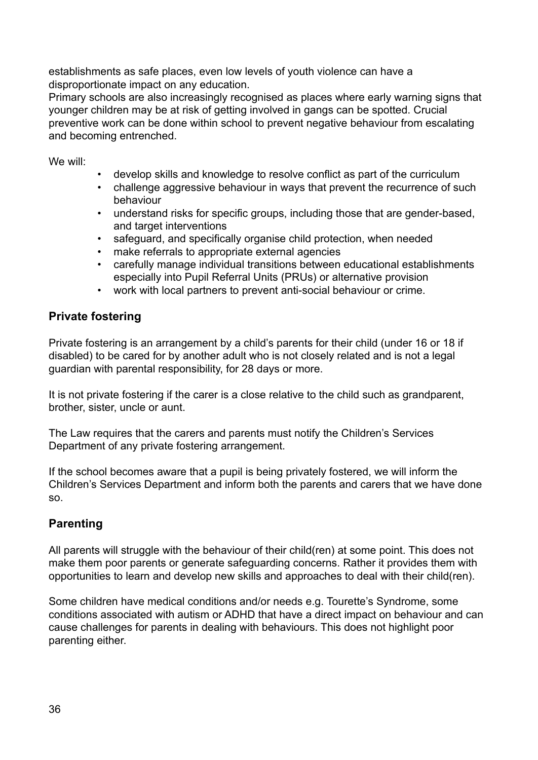establishments as safe places, even low levels of youth violence can have a disproportionate impact on any education.
Primary schools are also increasingly recognised as places where early warning signs that younger children may be at risk of getting involved in gangs can be spotted. Crucial preventive work can be done within school to prevent negative behaviour from escalating and becoming entrenched.

We will:

- develop skills and knowledge to resolve conflict as part of the curriculum
- challenge aggressive behaviour in ways that prevent the recurrence of such behaviour
- understand risks for specific groups, including those that are gender-based, and target interventions
- safeguard, and specifically organise child protection, when needed
- make referrals to appropriate external agencies
- carefully manage individual transitions between educational establishments especially into Pupil Referral Units (PRUs) or alternative provision
- work with local partners to prevent anti-social behaviour or crime.

## Private fostering

Private fostering is an arrangement by a child's parents for their child (under 16 or 18 if disabled) to be cared for by another adult who is not closely related and is not a legal guardian with parental responsibility, for 28 days or more.

It is not private fostering if the carer is a close relative to the child such as grandparent, brother, sister, uncle or aunt.

The Law requires that the carers and parents must notify the Children's Services Department of any private fostering arrangement.

If the school becomes aware that a pupil is being privately fostered, we will inform the Children's Services Department and inform both the parents and carers that we have done so.

## Parenting

All parents will struggle with the behaviour of their child(ren) at some point. This does not make them poor parents or generate safeguarding concerns. Rather it provides them with opportunities to learn and develop new skills and approaches to deal with their child(ren).

Some children have medical conditions and/or needs e.g. Tourette's Syndrome, some conditions associated with autism or ADHD that have a direct impact on behaviour and can cause challenges for parents in dealing with behaviours. This does not highlight poor parenting either.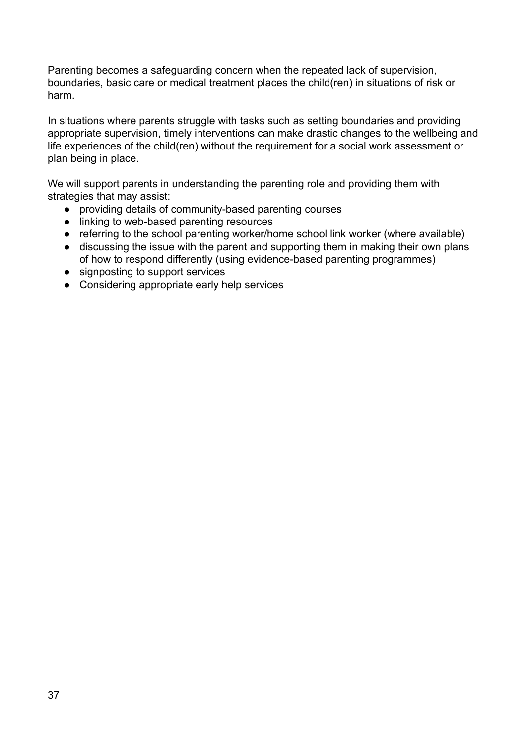Parenting becomes a safeguarding concern when the repeated lack of supervision, boundaries, basic care or medical treatment places the child(ren) in situations of risk or harm.

In situations where parents struggle with tasks such as setting boundaries and providing appropriate supervision, timely interventions can make drastic changes to the wellbeing and life experiences of the child(ren) without the requirement for a social work assessment or plan being in place.

We will support parents in understanding the parenting role and providing them with strategies that may assist:

- providing details of community-based parenting courses
- linking to web-based parenting resources
- referring to the school parenting worker/home school link worker (where available)
- discussing the issue with the parent and supporting them in making their own plans of how to respond differently (using evidence-based parenting programmes)
- signposting to support services
- Considering appropriate early help services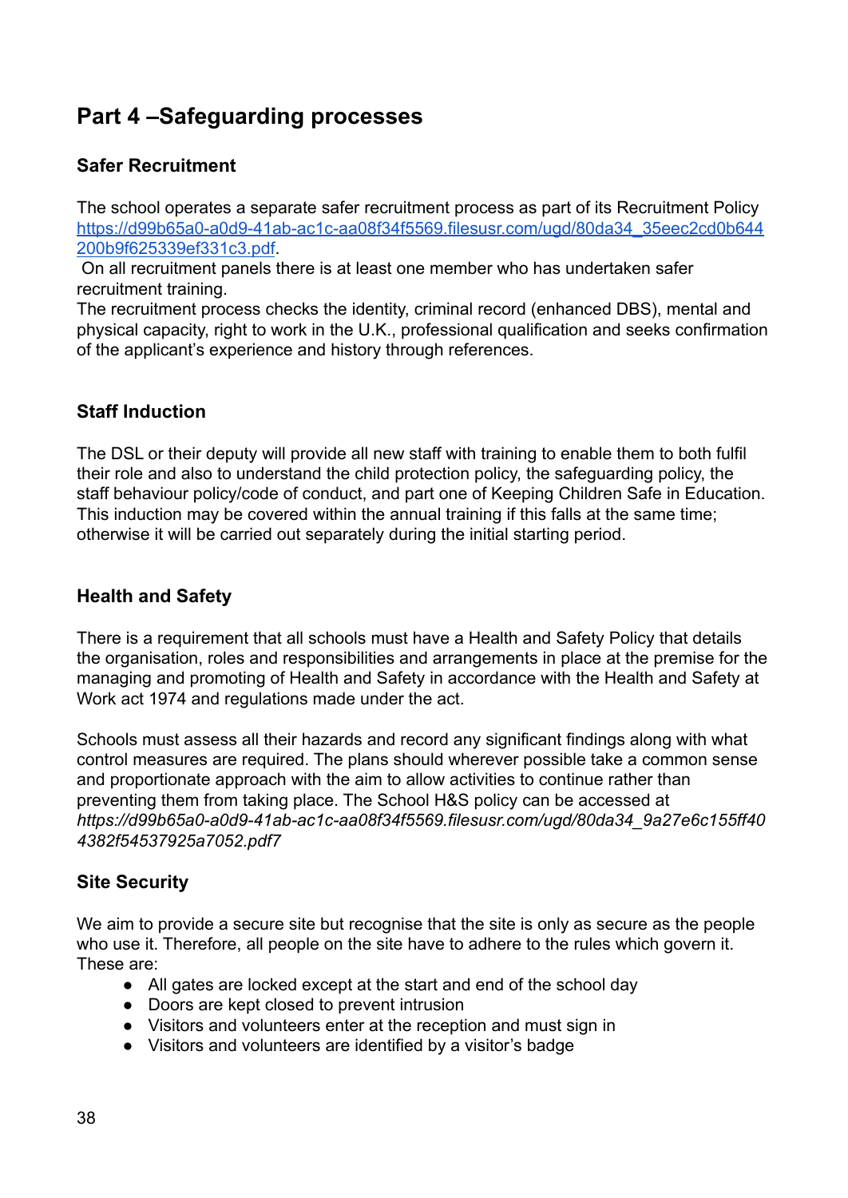## Part 4 –Safeguarding processes

### Safer Recruitment

The school operates a separate safer recruitment process as part of its Recruitment Policy [https://d99b65a0-a0d9-41ab-ac1c-aa08f34f5569.filesusr.com/ugd/80da34_35eec2cd0b644200b9f625339ef331c3.pdf](https://d99b65a0-a0d9-41ab-ac1c-aa08f34f5569.filesusr.com/ugd/80da34_35eec2cd0b644200b9f625339ef331c3.pdf).
On all recruitment panels there is at least one member who has undertaken safer recruitment training.
The recruitment process checks the identity, criminal record (enhanced DBS), mental and physical capacity, right to work in the U.K., professional qualification and seeks confirmation of the applicant's experience and history through references.

### Staff Induction

The DSL or their deputy will provide all new staff with training to enable them to both fulfil their role and also to understand the child protection policy, the safeguarding policy, the staff behaviour policy/code of conduct, and part one of Keeping Children Safe in Education. This induction may be covered within the annual training if this falls at the same time; otherwise it will be carried out separately during the initial starting period.

### Health and Safety

There is a requirement that all schools must have a Health and Safety Policy that details the organisation, roles and responsibilities and arrangements in place at the premise for the managing and promoting of Health and Safety in accordance with the Health and Safety at Work act 1974 and regulations made under the act.

Schools must assess all their hazards and record any significant findings along with what control measures are required. The plans should wherever possible take a common sense and proportionate approach with the aim to allow activities to continue rather than preventing them from taking place. The School H&S policy can be accessed at *https://d99b65a0-a0d9-41ab-ac1c-aa08f34f5569.filesusr.com/ugd/80da34_9a27e6c155ff404382f54537925a7052.pdf7*

### Site Security

We aim to provide a secure site but recognise that the site is only as secure as the people who use it. Therefore, all people on the site have to adhere to the rules which govern it. These are:

- All gates are locked except at the start and end of the school day
- Doors are kept closed to prevent intrusion
- Visitors and volunteers enter at the reception and must sign in
- Visitors and volunteers are identified by a visitor's badge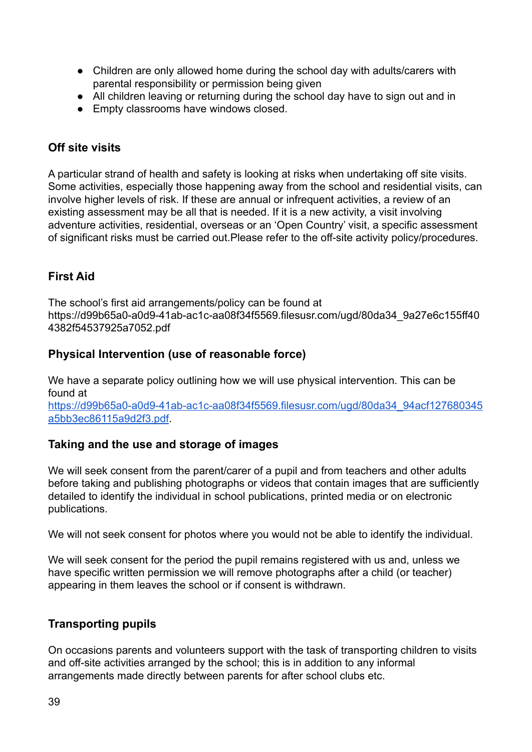- Children are only allowed home during the school day with adults/carers with parental responsibility or permission being given
- All children leaving or returning during the school day have to sign out and in
- Empty classrooms have windows closed.

### Off site visits

A particular strand of health and safety is looking at risks when undertaking off site visits. Some activities, especially those happening away from the school and residential visits, can involve higher levels of risk. If these are annual or infrequent activities, a review of an existing assessment may be all that is needed. If it is a new activity, a visit involving adventure activities, residential, overseas or an 'Open Country' visit, a specific assessment of significant risks must be carried out.Please refer to the off-site activity policy/procedures.

### First Aid

The school's first aid arrangements/policy can be found at https://d99b65a0-a0d9-41ab-ac1c-aa08f34f5569.filesusr.com/ugd/80da34_9a27e6c155ff404382f54537925a7052.pdf

### Physical Intervention (use of reasonable force)

We have a separate policy outlining how we will use physical intervention. This can be found at [https://d99b65a0-a0d9-41ab-ac1c-aa08f34f5569.filesusr.com/ugd/80da34_94acf127680345a5bb3ec86115a9d2f3.pdf](https://d99b65a0-a0d9-41ab-ac1c-aa08f34f5569.filesusr.com/ugd/80da34_94acf127680345a5bb3ec86115a9d2f3.pdf).

### Taking and the use and storage of images

We will seek consent from the parent/carer of a pupil and from teachers and other adults before taking and publishing photographs or videos that contain images that are sufficiently detailed to identify the individual in school publications, printed media or on electronic publications.

We will not seek consent for photos where you would not be able to identify the individual.

We will seek consent for the period the pupil remains registered with us and, unless we have specific written permission we will remove photographs after a child (or teacher) appearing in them leaves the school or if consent is withdrawn.

### Transporting pupils

On occasions parents and volunteers support with the task of transporting children to visits and off-site activities arranged by the school; this is in addition to any informal arrangements made directly between parents for after school clubs etc.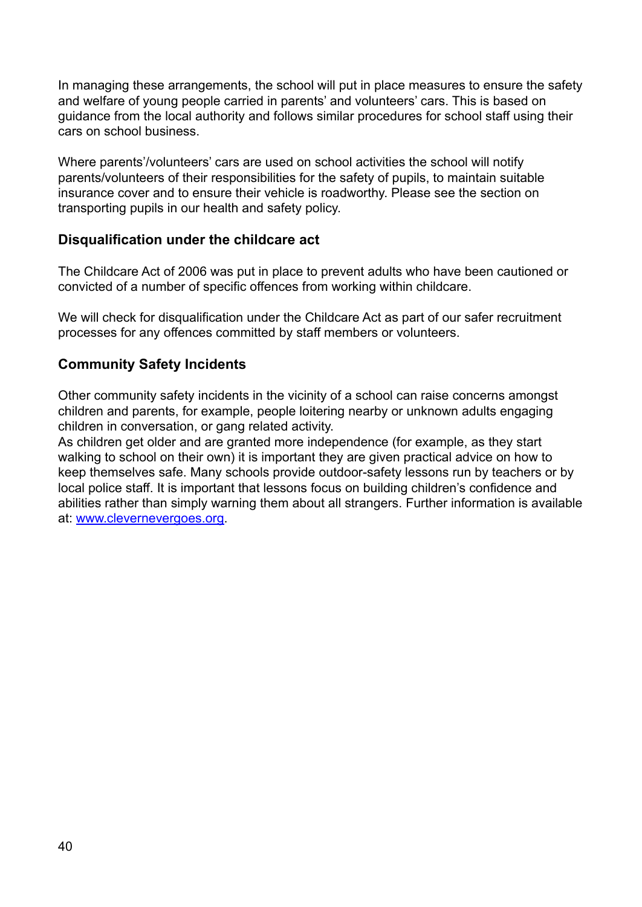In managing these arrangements, the school will put in place measures to ensure the safety and welfare of young people carried in parents' and volunteers' cars. This is based on guidance from the local authority and follows similar procedures for school staff using their cars on school business.

Where parents'/volunteers' cars are used on school activities the school will notify parents/volunteers of their responsibilities for the safety of pupils, to maintain suitable insurance cover and to ensure their vehicle is roadworthy. Please see the section on transporting pupils in our health and safety policy.

### Disqualification under the childcare act

The Childcare Act of 2006 was put in place to prevent adults who have been cautioned or convicted of a number of specific offences from working within childcare.

We will check for disqualification under the Childcare Act as part of our safer recruitment processes for any offences committed by staff members or volunteers.

### Community Safety Incidents

Other community safety incidents in the vicinity of a school can raise concerns amongst children and parents, for example, people loitering nearby or unknown adults engaging children in conversation, or gang related activity.
As children get older and are granted more independence (for example, as they start walking to school on their own) it is important they are given practical advice on how to keep themselves safe. Many schools provide outdoor-safety lessons run by teachers or by local police staff. It is important that lessons focus on building children's confidence and abilities rather than simply warning them about all strangers. Further information is available at: [www.clevernevergoes.org](http://www.clevernevergoes.org).